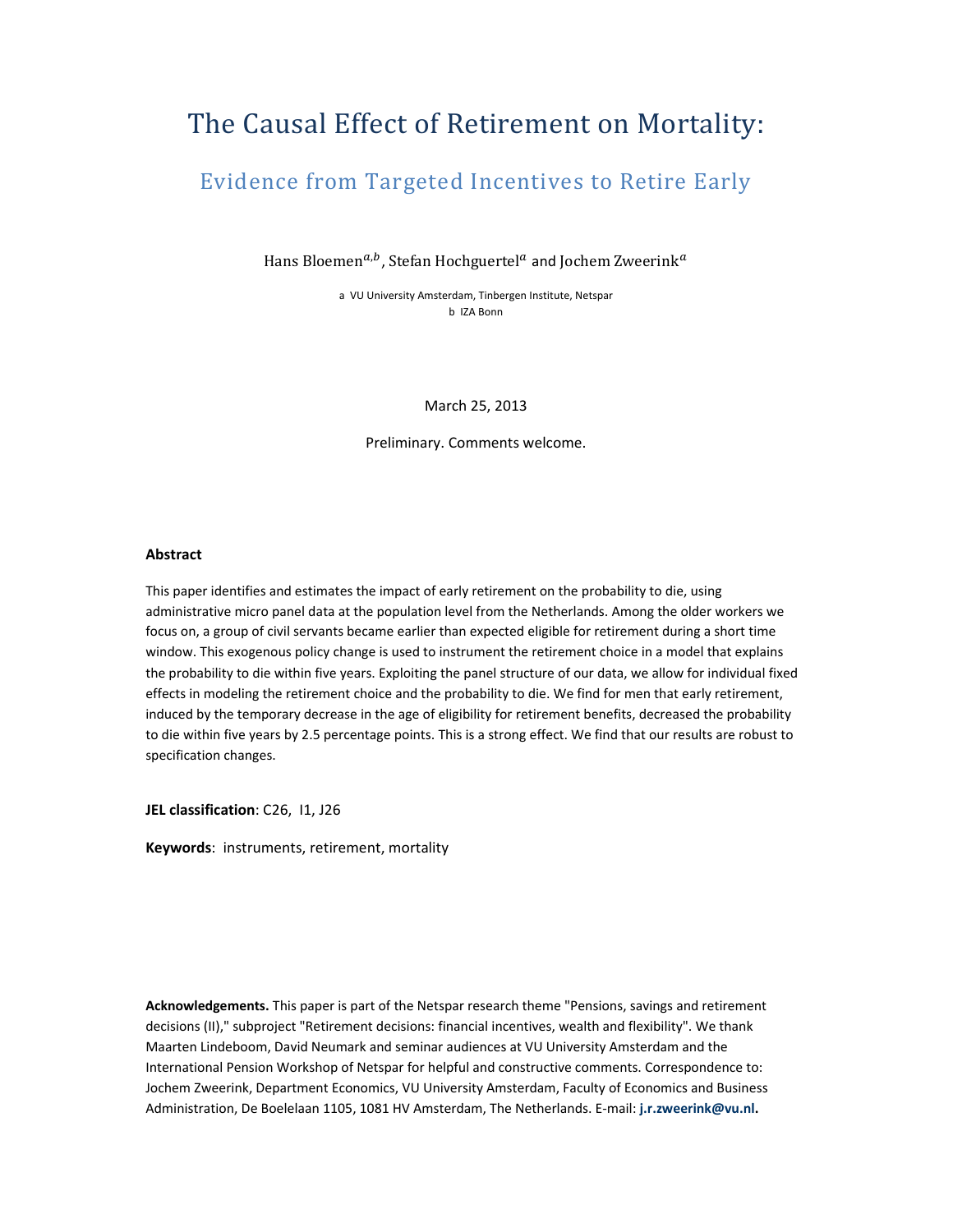# The Causal Effect of Retirement on Mortality:

## Evidence from Targeted Incentives to Retire Early

Hans Bloemen[a,b], Stefan Hochguertel[a] and Jochem Zweerink[a]

a VU University Amsterdam, Tinbergen Institute, Netspar
b IZA Bonn

March 25, 2013

Preliminary. Comments welcome.

**Abstract**

This paper identifies and estimates the impact of early retirement on the probability to die, using administrative micro panel data at the population level from the Netherlands. Among the older workers we focus on, a group of civil servants became earlier than expected eligible for retirement during a short time window. This exogenous policy change is used to instrument the retirement choice in a model that explains the probability to die within five years. Exploiting the panel structure of our data, we allow for individual fixed effects in modeling the retirement choice and the probability to die. We find for men that early retirement, induced by the temporary decrease in the age of eligibility for retirement benefits, decreased the probability to die within five years by 2.5 percentage points. This is a strong effect. We find that our results are robust to specification changes.

**JEL classification**: C26, I1, J26

**Keywords**: instruments, retirement, mortality

**Acknowledgements.** This paper is part of the Netspar research theme "Pensions, savings and retirement decisions (II)," subproject "Retirement decisions: financial incentives, wealth and flexibility". We thank Maarten Lindeboom, David Neumark and seminar audiences at VU University Amsterdam and the International Pension Workshop of Netspar for helpful and constructive comments. Correspondence to: Jochem Zweerink, Department Economics, VU University Amsterdam, Faculty of Economics and Business Administration, De Boelelaan 1105, 1081 HV Amsterdam, The Netherlands. E-mail: **j.r.zweerink@vu.nl.**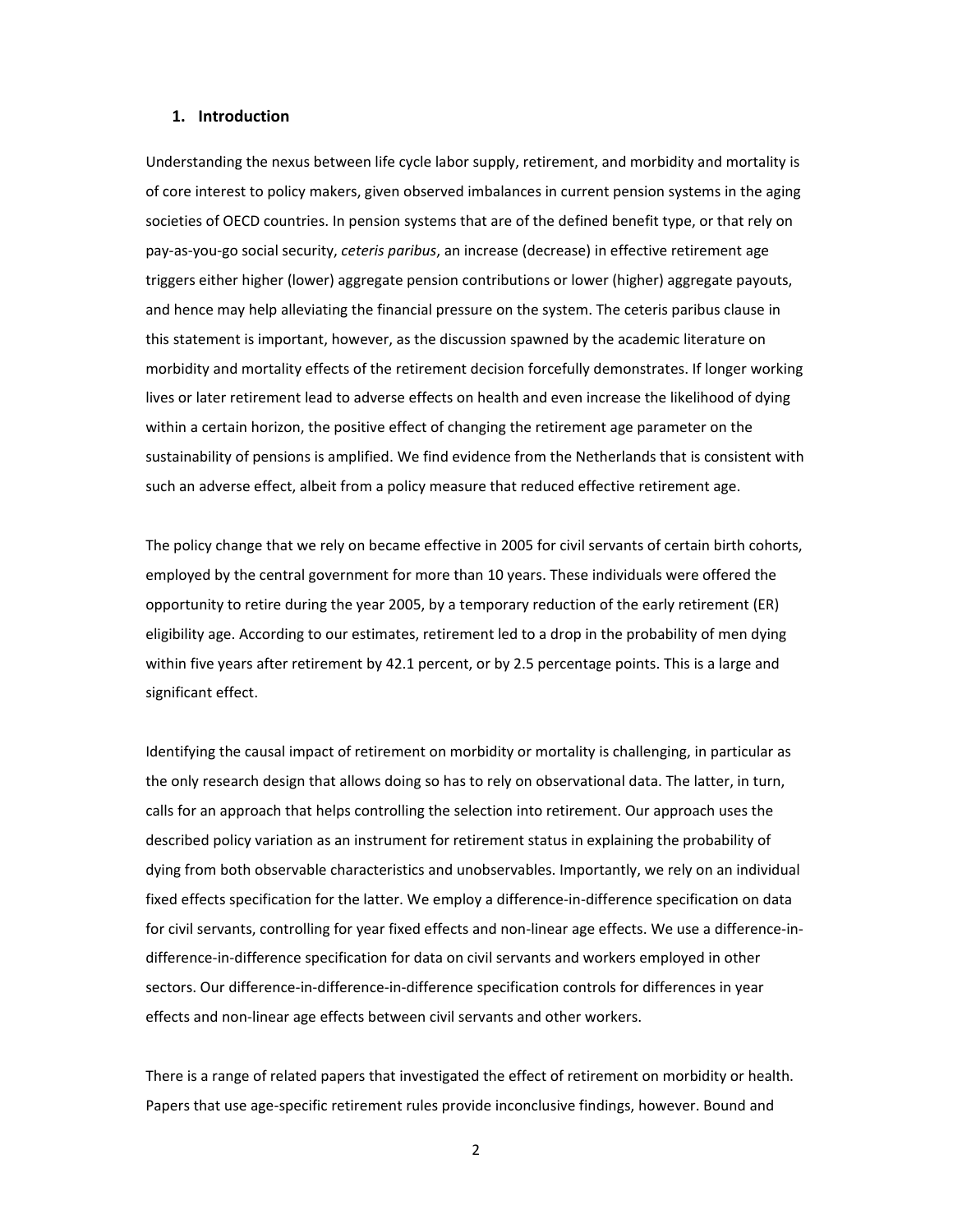## 1. Introduction

Understanding the nexus between life cycle labor supply, retirement, and morbidity and mortality is of core interest to policy makers, given observed imbalances in current pension systems in the aging societies of OECD countries. In pension systems that are of the defined benefit type, or that rely on pay-as-you-go social security, *ceteris paribus*, an increase (decrease) in effective retirement age triggers either higher (lower) aggregate pension contributions or lower (higher) aggregate payouts, and hence may help alleviating the financial pressure on the system. The ceteris paribus clause in this statement is important, however, as the discussion spawned by the academic literature on morbidity and mortality effects of the retirement decision forcefully demonstrates. If longer working lives or later retirement lead to adverse effects on health and even increase the likelihood of dying within a certain horizon, the positive effect of changing the retirement age parameter on the sustainability of pensions is amplified. We find evidence from the Netherlands that is consistent with such an adverse effect, albeit from a policy measure that reduced effective retirement age.

The policy change that we rely on became effective in 2005 for civil servants of certain birth cohorts, employed by the central government for more than 10 years. These individuals were offered the opportunity to retire during the year 2005, by a temporary reduction of the early retirement (ER) eligibility age. According to our estimates, retirement led to a drop in the probability of men dying within five years after retirement by 42.1 percent, or by 2.5 percentage points. This is a large and significant effect.

Identifying the causal impact of retirement on morbidity or mortality is challenging, in particular as the only research design that allows doing so has to rely on observational data. The latter, in turn, calls for an approach that helps controlling the selection into retirement. Our approach uses the described policy variation as an instrument for retirement status in explaining the probability of dying from both observable characteristics and unobservables. Importantly, we rely on an individual fixed effects specification for the latter. We employ a difference-in-difference specification on data for civil servants, controlling for year fixed effects and non-linear age effects. We use a difference-in-difference-in-difference specification for data on civil servants and workers employed in other sectors. Our difference-in-difference-in-difference specification controls for differences in year effects and non-linear age effects between civil servants and other workers.

There is a range of related papers that investigated the effect of retirement on morbidity or health. Papers that use age-specific retirement rules provide inconclusive findings, however. Bound and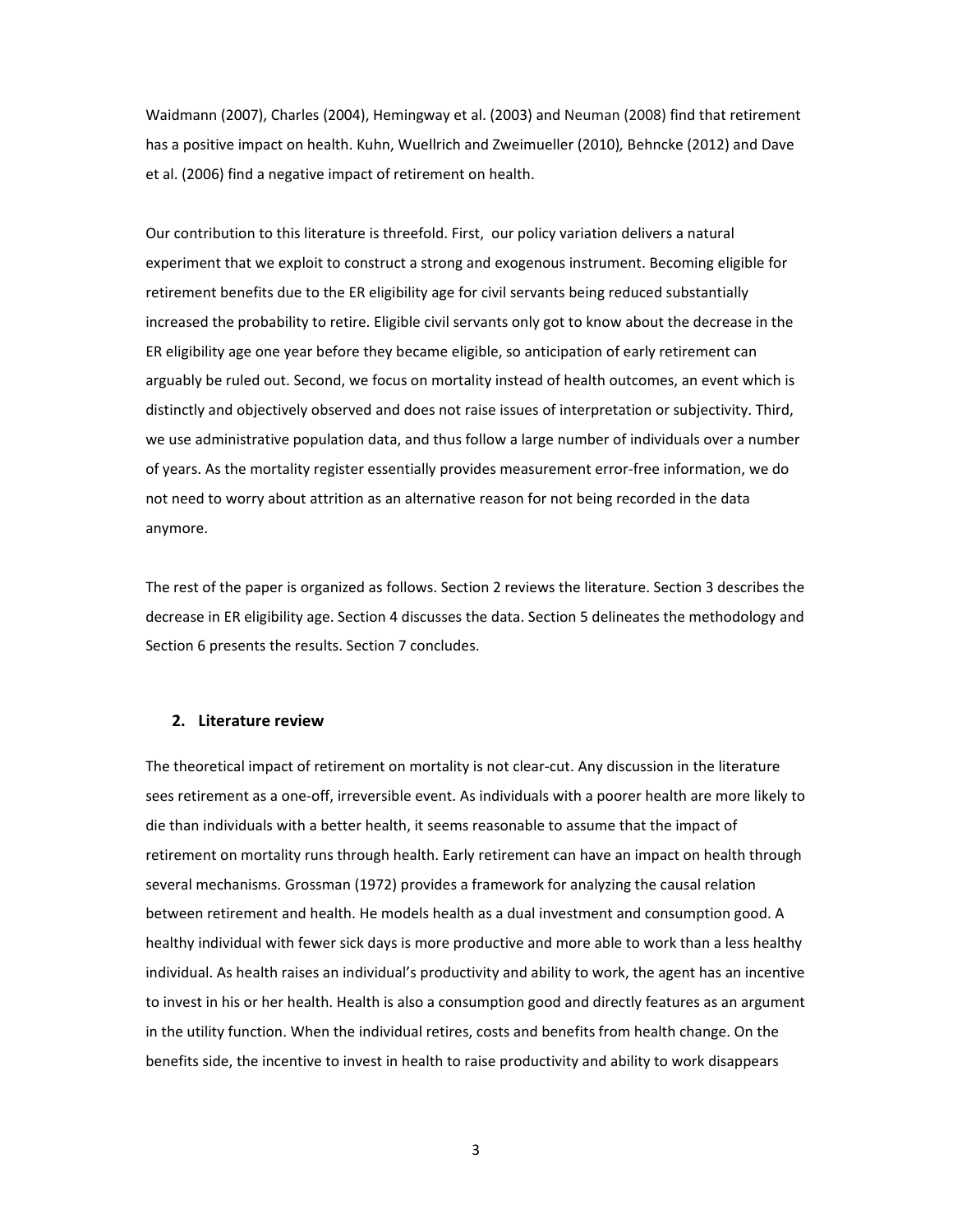Waidmann (2007), Charles (2004), Hemingway et al. (2003) and Neuman (2008) find that retirement has a positive impact on health. Kuhn, Wuellrich and Zweimueller (2010), Behncke (2012) and Dave et al. (2006) find a negative impact of retirement on health.

Our contribution to this literature is threefold. First, our policy variation delivers a natural experiment that we exploit to construct a strong and exogenous instrument. Becoming eligible for retirement benefits due to the ER eligibility age for civil servants being reduced substantially increased the probability to retire. Eligible civil servants only got to know about the decrease in the ER eligibility age one year before they became eligible, so anticipation of early retirement can arguably be ruled out. Second, we focus on mortality instead of health outcomes, an event which is distinctly and objectively observed and does not raise issues of interpretation or subjectivity. Third, we use administrative population data, and thus follow a large number of individuals over a number of years. As the mortality register essentially provides measurement error-free information, we do not need to worry about attrition as an alternative reason for not being recorded in the data anymore.

The rest of the paper is organized as follows. Section 2 reviews the literature. Section 3 describes the decrease in ER eligibility age. Section 4 discusses the data. Section 5 delineates the methodology and Section 6 presents the results. Section 7 concludes.

## 2. Literature review

The theoretical impact of retirement on mortality is not clear-cut. Any discussion in the literature sees retirement as a one-off, irreversible event. As individuals with a poorer health are more likely to die than individuals with a better health, it seems reasonable to assume that the impact of retirement on mortality runs through health. Early retirement can have an impact on health through several mechanisms. Grossman (1972) provides a framework for analyzing the causal relation between retirement and health. He models health as a dual investment and consumption good. A healthy individual with fewer sick days is more productive and more able to work than a less healthy individual. As health raises an individual's productivity and ability to work, the agent has an incentive to invest in his or her health. Health is also a consumption good and directly features as an argument in the utility function. When the individual retires, costs and benefits from health change. On the benefits side, the incentive to invest in health to raise productivity and ability to work disappears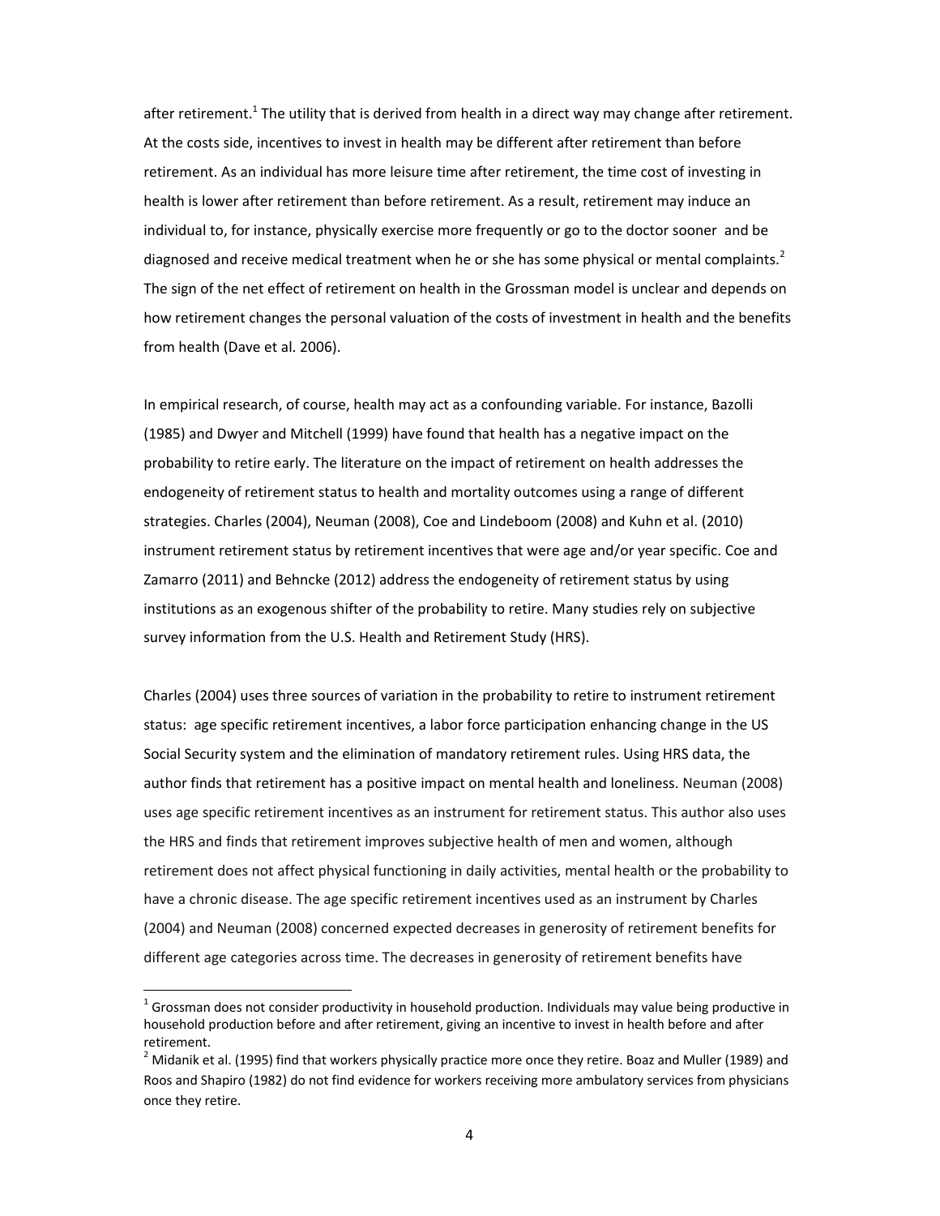after retirement.[1] The utility that is derived from health in a direct way may change after retirement. At the costs side, incentives to invest in health may be different after retirement than before retirement. As an individual has more leisure time after retirement, the time cost of investing in health is lower after retirement than before retirement. As a result, retirement may induce an individual to, for instance, physically exercise more frequently or go to the doctor sooner and be diagnosed and receive medical treatment when he or she has some physical or mental complaints.[2] The sign of the net effect of retirement on health in the Grossman model is unclear and depends on how retirement changes the personal valuation of the costs of investment in health and the benefits from health (Dave et al. 2006).

In empirical research, of course, health may act as a confounding variable. For instance, Bazolli (1985) and Dwyer and Mitchell (1999) have found that health has a negative impact on the probability to retire early. The literature on the impact of retirement on health addresses the endogeneity of retirement status to health and mortality outcomes using a range of different strategies. Charles (2004), Neuman (2008), Coe and Lindeboom (2008) and Kuhn et al. (2010) instrument retirement status by retirement incentives that were age and/or year specific. Coe and Zamarro (2011) and Behncke (2012) address the endogeneity of retirement status by using institutions as an exogenous shifter of the probability to retire. Many studies rely on subjective survey information from the U.S. Health and Retirement Study (HRS).

Charles (2004) uses three sources of variation in the probability to retire to instrument retirement status: age specific retirement incentives, a labor force participation enhancing change in the US Social Security system and the elimination of mandatory retirement rules. Using HRS data, the author finds that retirement has a positive impact on mental health and loneliness. Neuman (2008) uses age specific retirement incentives as an instrument for retirement status. This author also uses the HRS and finds that retirement improves subjective health of men and women, although retirement does not affect physical functioning in daily activities, mental health or the probability to have a chronic disease. The age specific retirement incentives used as an instrument by Charles (2004) and Neuman (2008) concerned expected decreases in generosity of retirement benefits for different age categories across time. The decreases in generosity of retirement benefits have

[1] Grossman does not consider productivity in household production. Individuals may value being productive in household production before and after retirement, giving an incentive to invest in health before and after retirement.

[2] Midanik et al. (1995) find that workers physically practice more once they retire. Boaz and Muller (1989) and Roos and Shapiro (1982) do not find evidence for workers receiving more ambulatory services from physicians once they retire.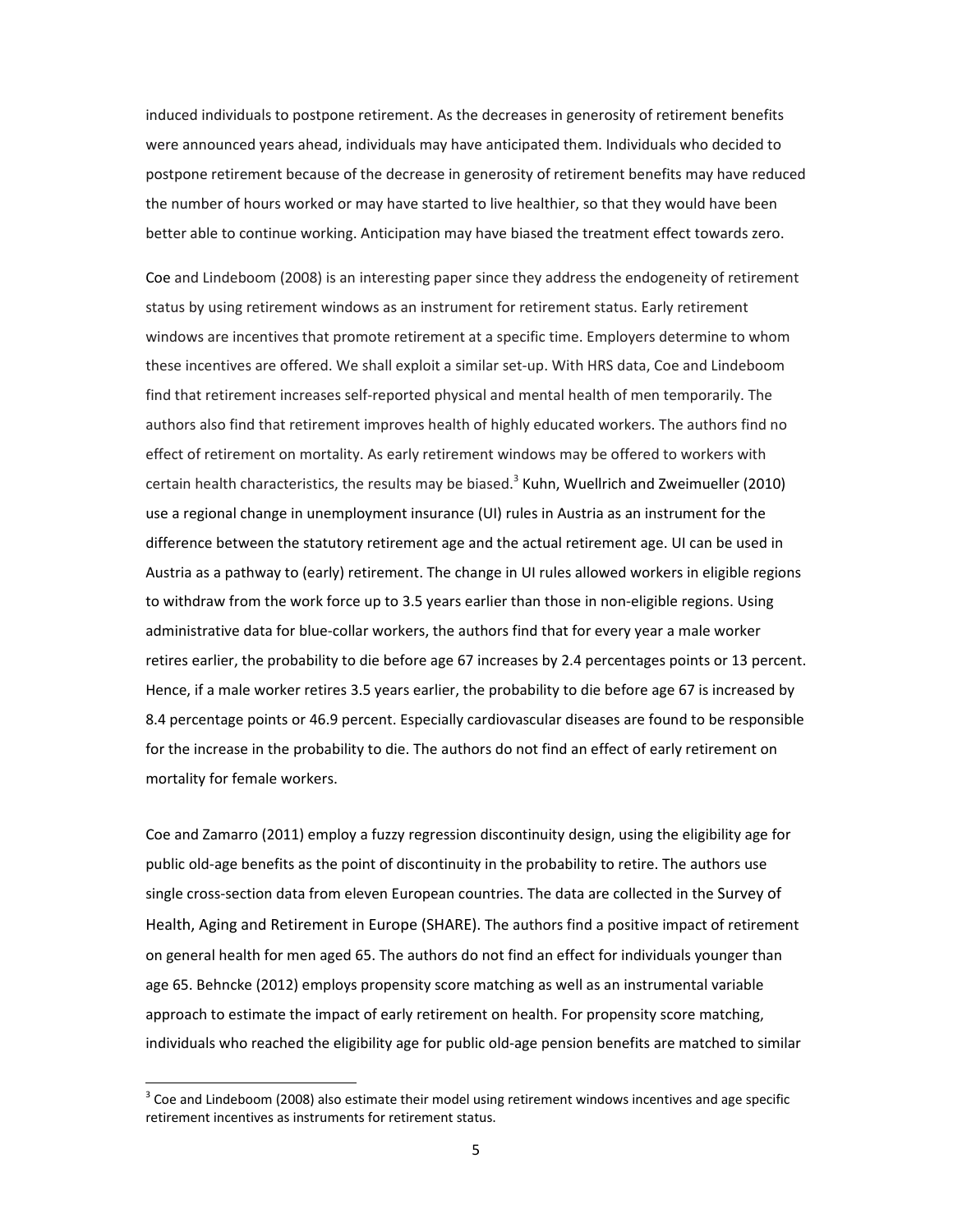induced individuals to postpone retirement. As the decreases in generosity of retirement benefits were announced years ahead, individuals may have anticipated them. Individuals who decided to postpone retirement because of the decrease in generosity of retirement benefits may have reduced the number of hours worked or may have started to live healthier, so that they would have been better able to continue working. Anticipation may have biased the treatment effect towards zero.

Coe and Lindeboom (2008) is an interesting paper since they address the endogeneity of retirement status by using retirement windows as an instrument for retirement status. Early retirement windows are incentives that promote retirement at a specific time. Employers determine to whom these incentives are offered. We shall exploit a similar set-up. With HRS data, Coe and Lindeboom find that retirement increases self-reported physical and mental health of men temporarily. The authors also find that retirement improves health of highly educated workers. The authors find no effect of retirement on mortality. As early retirement windows may be offered to workers with certain health characteristics, the results may be biased.[3] Kuhn, Wuellrich and Zweimueller (2010) use a regional change in unemployment insurance (UI) rules in Austria as an instrument for the difference between the statutory retirement age and the actual retirement age. UI can be used in Austria as a pathway to (early) retirement. The change in UI rules allowed workers in eligible regions to withdraw from the work force up to 3.5 years earlier than those in non-eligible regions. Using administrative data for blue-collar workers, the authors find that for every year a male worker retires earlier, the probability to die before age 67 increases by 2.4 percentages points or 13 percent. Hence, if a male worker retires 3.5 years earlier, the probability to die before age 67 is increased by 8.4 percentage points or 46.9 percent. Especially cardiovascular diseases are found to be responsible for the increase in the probability to die. The authors do not find an effect of early retirement on mortality for female workers.

Coe and Zamarro (2011) employ a fuzzy regression discontinuity design, using the eligibility age for public old-age benefits as the point of discontinuity in the probability to retire. The authors use single cross-section data from eleven European countries. The data are collected in the Survey of Health, Aging and Retirement in Europe (SHARE). The authors find a positive impact of retirement on general health for men aged 65. The authors do not find an effect for individuals younger than age 65. Behncke (2012) employs propensity score matching as well as an instrumental variable approach to estimate the impact of early retirement on health. For propensity score matching, individuals who reached the eligibility age for public old-age pension benefits are matched to similar

[3] Coe and Lindeboom (2008) also estimate their model using retirement windows incentives and age specific retirement incentives as instruments for retirement status.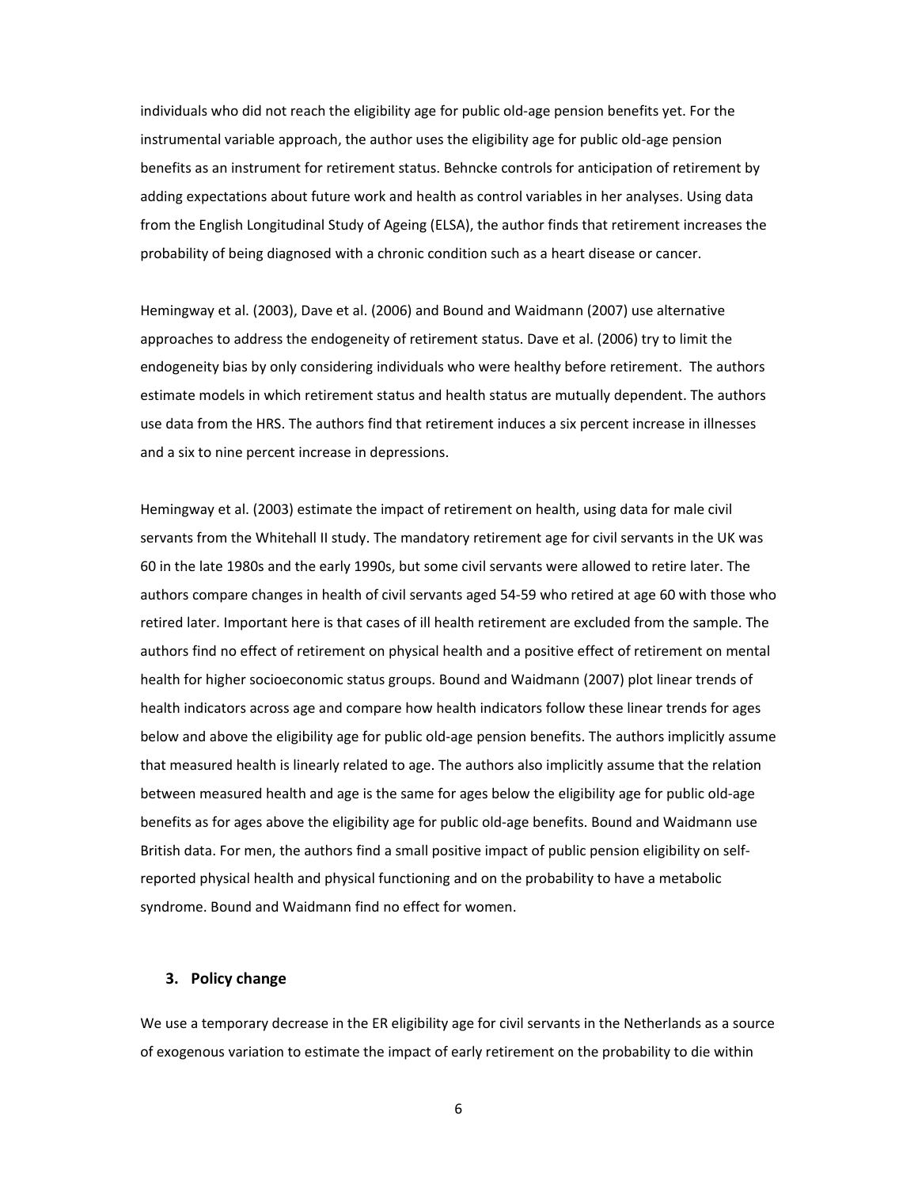individuals who did not reach the eligibility age for public old-age pension benefits yet. For the instrumental variable approach, the author uses the eligibility age for public old-age pension benefits as an instrument for retirement status. Behncke controls for anticipation of retirement by adding expectations about future work and health as control variables in her analyses. Using data from the English Longitudinal Study of Ageing (ELSA), the author finds that retirement increases the probability of being diagnosed with a chronic condition such as a heart disease or cancer.

Hemingway et al. (2003), Dave et al. (2006) and Bound and Waidmann (2007) use alternative approaches to address the endogeneity of retirement status. Dave et al. (2006) try to limit the endogeneity bias by only considering individuals who were healthy before retirement. The authors estimate models in which retirement status and health status are mutually dependent. The authors use data from the HRS. The authors find that retirement induces a six percent increase in illnesses and a six to nine percent increase in depressions.

Hemingway et al. (2003) estimate the impact of retirement on health, using data for male civil servants from the Whitehall II study. The mandatory retirement age for civil servants in the UK was 60 in the late 1980s and the early 1990s, but some civil servants were allowed to retire later. The authors compare changes in health of civil servants aged 54-59 who retired at age 60 with those who retired later. Important here is that cases of ill health retirement are excluded from the sample. The authors find no effect of retirement on physical health and a positive effect of retirement on mental health for higher socioeconomic status groups. Bound and Waidmann (2007) plot linear trends of health indicators across age and compare how health indicators follow these linear trends for ages below and above the eligibility age for public old-age pension benefits. The authors implicitly assume that measured health is linearly related to age. The authors also implicitly assume that the relation between measured health and age is the same for ages below the eligibility age for public old-age benefits as for ages above the eligibility age for public old-age benefits. Bound and Waidmann use British data. For men, the authors find a small positive impact of public pension eligibility on self-reported physical health and physical functioning and on the probability to have a metabolic syndrome. Bound and Waidmann find no effect for women.

## 3. Policy change

We use a temporary decrease in the ER eligibility age for civil servants in the Netherlands as a source of exogenous variation to estimate the impact of early retirement on the probability to die within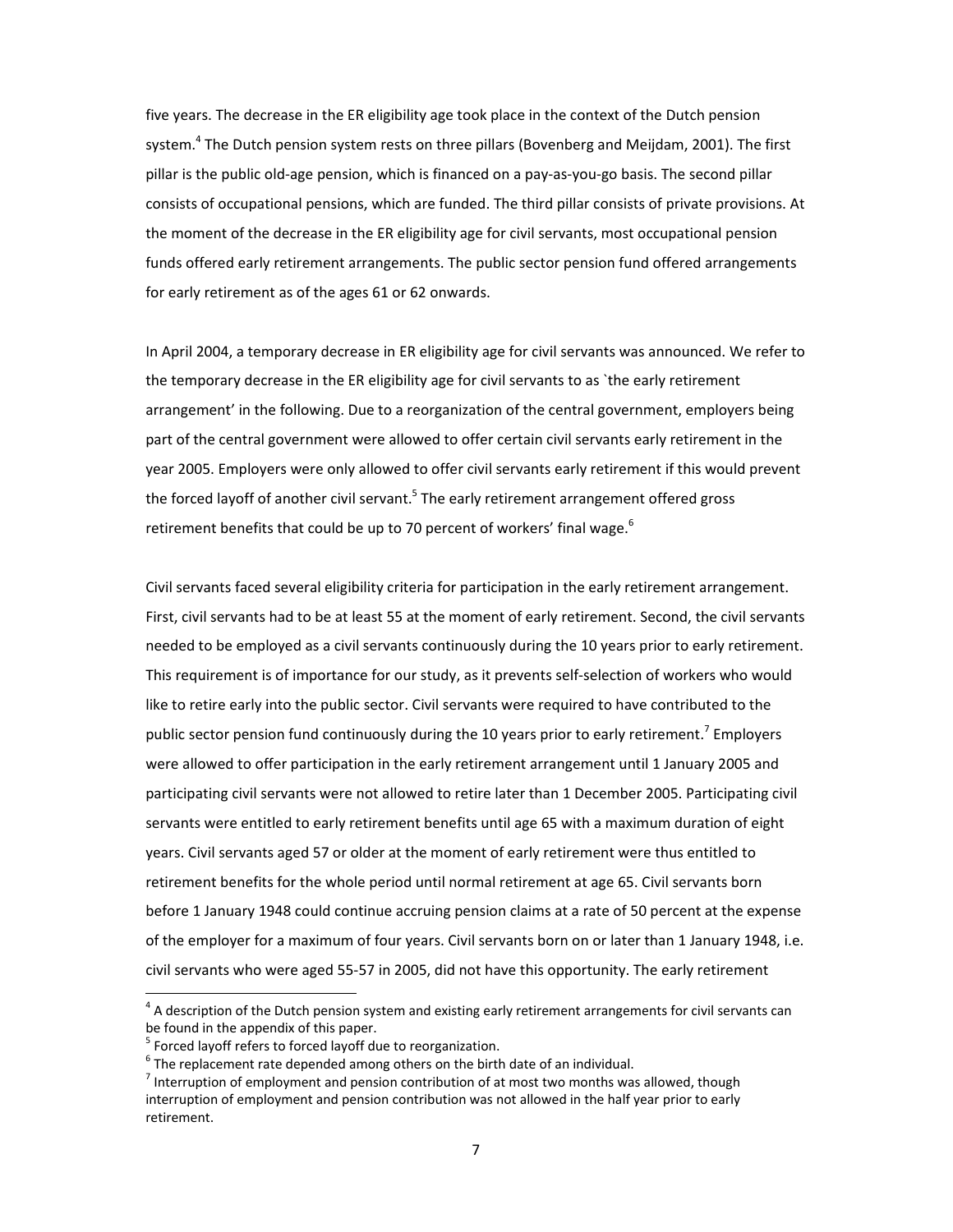five years. The decrease in the ER eligibility age took place in the context of the Dutch pension system.[4] The Dutch pension system rests on three pillars (Bovenberg and Meijdam, 2001). The first pillar is the public old-age pension, which is financed on a pay-as-you-go basis. The second pillar consists of occupational pensions, which are funded. The third pillar consists of private provisions. At the moment of the decrease in the ER eligibility age for civil servants, most occupational pension funds offered early retirement arrangements. The public sector pension fund offered arrangements for early retirement as of the ages 61 or 62 onwards.

In April 2004, a temporary decrease in ER eligibility age for civil servants was announced. We refer to the temporary decrease in the ER eligibility age for civil servants to as `the early retirement arrangement' in the following. Due to a reorganization of the central government, employers being part of the central government were allowed to offer certain civil servants early retirement in the year 2005. Employers were only allowed to offer civil servants early retirement if this would prevent the forced layoff of another civil servant.[5] The early retirement arrangement offered gross retirement benefits that could be up to 70 percent of workers' final wage.[6]

Civil servants faced several eligibility criteria for participation in the early retirement arrangement. First, civil servants had to be at least 55 at the moment of early retirement. Second, the civil servants needed to be employed as a civil servants continuously during the 10 years prior to early retirement. This requirement is of importance for our study, as it prevents self-selection of workers who would like to retire early into the public sector. Civil servants were required to have contributed to the public sector pension fund continuously during the 10 years prior to early retirement.[7] Employers were allowed to offer participation in the early retirement arrangement until 1 January 2005 and participating civil servants were not allowed to retire later than 1 December 2005. Participating civil servants were entitled to early retirement benefits until age 65 with a maximum duration of eight years. Civil servants aged 57 or older at the moment of early retirement were thus entitled to retirement benefits for the whole period until normal retirement at age 65. Civil servants born before 1 January 1948 could continue accruing pension claims at a rate of 50 percent at the expense of the employer for a maximum of four years. Civil servants born on or later than 1 January 1948, i.e. civil servants who were aged 55-57 in 2005, did not have this opportunity. The early retirement

---

[4] A description of the Dutch pension system and existing early retirement arrangements for civil servants can be found in the appendix of this paper.

[5] Forced layoff refers to forced layoff due to reorganization.

[6] The replacement rate depended among others on the birth date of an individual.

[7] Interruption of employment and pension contribution of at most two months was allowed, though interruption of employment and pension contribution was not allowed in the half year prior to early retirement.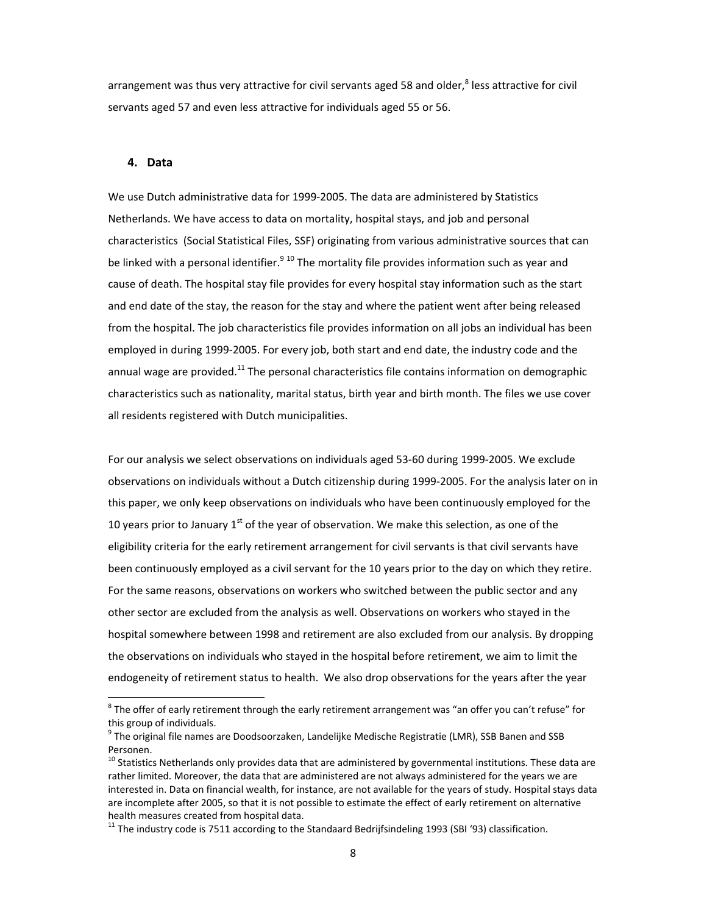arrangement was thus very attractive for civil servants aged 58 and older,[8] less attractive for civil servants aged 57 and even less attractive for individuals aged 55 or 56.

## 4. Data

We use Dutch administrative data for 1999-2005. The data are administered by Statistics Netherlands. We have access to data on mortality, hospital stays, and job and personal characteristics (Social Statistical Files, SSF) originating from various administrative sources that can be linked with a personal identifier.[9] [10] The mortality file provides information such as year and cause of death. The hospital stay file provides for every hospital stay information such as the start and end date of the stay, the reason for the stay and where the patient went after being released from the hospital. The job characteristics file provides information on all jobs an individual has been employed in during 1999-2005. For every job, both start and end date, the industry code and the annual wage are provided.[11] The personal characteristics file contains information on demographic characteristics such as nationality, marital status, birth year and birth month. The files we use cover all residents registered with Dutch municipalities.

For our analysis we select observations on individuals aged 53-60 during 1999-2005. We exclude observations on individuals without a Dutch citizenship during 1999-2005. For the analysis later on in this paper, we only keep observations on individuals who have been continuously employed for the 10 years prior to January 1st of the year of observation. We make this selection, as one of the eligibility criteria for the early retirement arrangement for civil servants is that civil servants have been continuously employed as a civil servant for the 10 years prior to the day on which they retire. For the same reasons, observations on workers who switched between the public sector and any other sector are excluded from the analysis as well. Observations on workers who stayed in the hospital somewhere between 1998 and retirement are also excluded from our analysis. By dropping the observations on individuals who stayed in the hospital before retirement, we aim to limit the endogeneity of retirement status to health. We also drop observations for the years after the year

---

[8] The offer of early retirement through the early retirement arrangement was "an offer you can't refuse" for this group of individuals.

[9] The original file names are Doodsoorzaken, Landelijke Medische Registratie (LMR), SSB Banen and SSB Personen.

[10] Statistics Netherlands only provides data that are administered by governmental institutions. These data are rather limited. Moreover, the data that are administered are not always administered for the years we are interested in. Data on financial wealth, for instance, are not available for the years of study. Hospital stays data are incomplete after 2005, so that it is not possible to estimate the effect of early retirement on alternative health measures created from hospital data.

[11] The industry code is 7511 according to the Standaard Bedrijfsindeling 1993 (SBI '93) classification.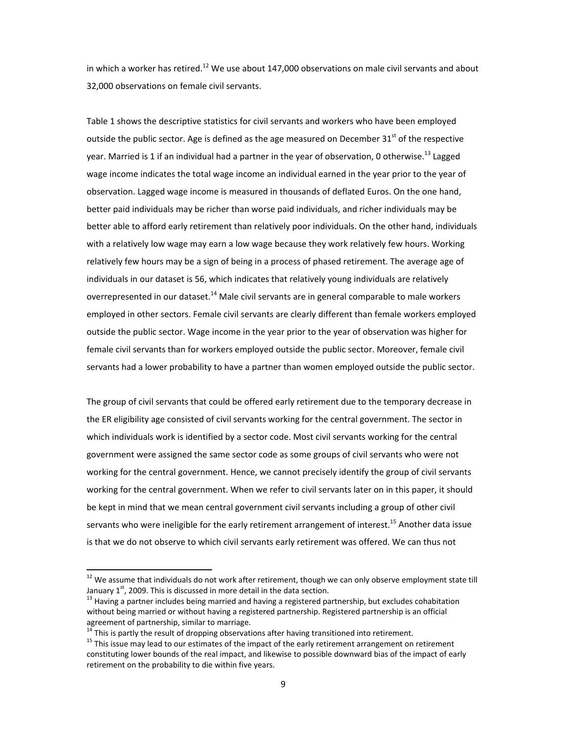in which a worker has retired.[12] We use about 147,000 observations on male civil servants and about 32,000 observations on female civil servants.

Table 1 shows the descriptive statistics for civil servants and workers who have been employed outside the public sector. Age is defined as the age measured on December 31st of the respective year. Married is 1 if an individual had a partner in the year of observation, 0 otherwise.[13] Lagged wage income indicates the total wage income an individual earned in the year prior to the year of observation. Lagged wage income is measured in thousands of deflated Euros. On the one hand, better paid individuals may be richer than worse paid individuals, and richer individuals may be better able to afford early retirement than relatively poor individuals. On the other hand, individuals with a relatively low wage may earn a low wage because they work relatively few hours. Working relatively few hours may be a sign of being in a process of phased retirement. The average age of individuals in our dataset is 56, which indicates that relatively young individuals are relatively overrepresented in our dataset.[14] Male civil servants are in general comparable to male workers employed in other sectors. Female civil servants are clearly different than female workers employed outside the public sector. Wage income in the year prior to the year of observation was higher for female civil servants than for workers employed outside the public sector. Moreover, female civil servants had a lower probability to have a partner than women employed outside the public sector.

The group of civil servants that could be offered early retirement due to the temporary decrease in the ER eligibility age consisted of civil servants working for the central government. The sector in which individuals work is identified by a sector code. Most civil servants working for the central government were assigned the same sector code as some groups of civil servants who were not working for the central government. Hence, we cannot precisely identify the group of civil servants working for the central government. When we refer to civil servants later on in this paper, it should be kept in mind that we mean central government civil servants including a group of other civil servants who were ineligible for the early retirement arrangement of interest.[15] Another data issue is that we do not observe to which civil servants early retirement was offered. We can thus not

---

[12] We assume that individuals do not work after retirement, though we can only observe employment state till January 1st, 2009. This is discussed in more detail in the data section.

[13] Having a partner includes being married and having a registered partnership, but excludes cohabitation without being married or without having a registered partnership. Registered partnership is an official agreement of partnership, similar to marriage.

[14] This is partly the result of dropping observations after having transitioned into retirement.

[15] This issue may lead to our estimates of the impact of the early retirement arrangement on retirement constituting lower bounds of the real impact, and likewise to possible downward bias of the impact of early retirement on the probability to die within five years.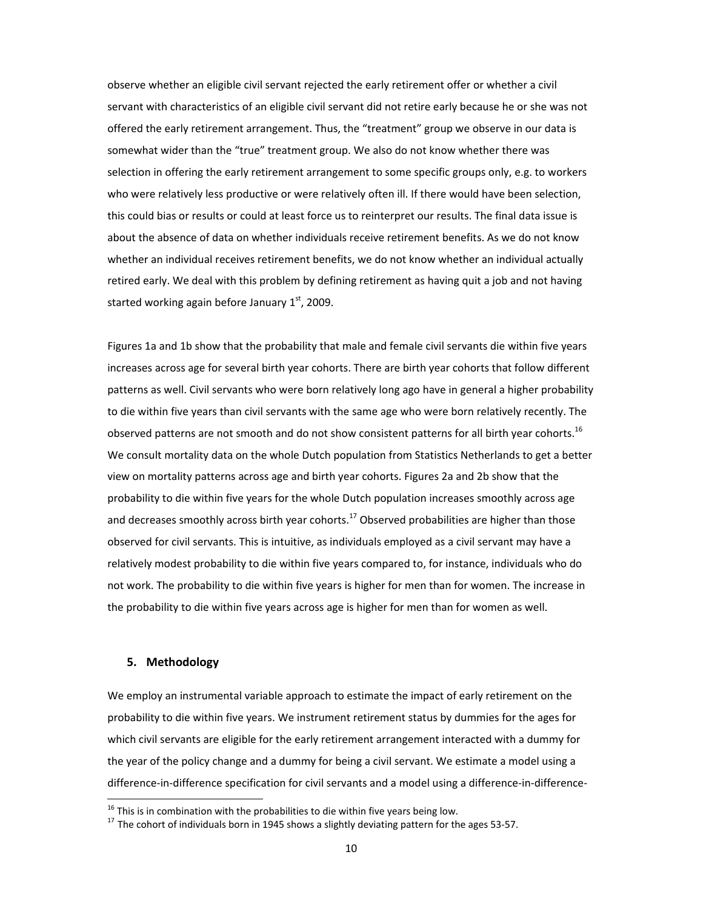observe whether an eligible civil servant rejected the early retirement offer or whether a civil servant with characteristics of an eligible civil servant did not retire early because he or she was not offered the early retirement arrangement. Thus, the "treatment" group we observe in our data is somewhat wider than the "true" treatment group. We also do not know whether there was selection in offering the early retirement arrangement to some specific groups only, e.g. to workers who were relatively less productive or were relatively often ill. If there would have been selection, this could bias or results or could at least force us to reinterpret our results. The final data issue is about the absence of data on whether individuals receive retirement benefits. As we do not know whether an individual receives retirement benefits, we do not know whether an individual actually retired early. We deal with this problem by defining retirement as having quit a job and not having started working again before January 1st, 2009.

Figures 1a and 1b show that the probability that male and female civil servants die within five years increases across age for several birth year cohorts. There are birth year cohorts that follow different patterns as well. Civil servants who were born relatively long ago have in general a higher probability to die within five years than civil servants with the same age who were born relatively recently. The observed patterns are not smooth and do not show consistent patterns for all birth year cohorts.[16] We consult mortality data on the whole Dutch population from Statistics Netherlands to get a better view on mortality patterns across age and birth year cohorts. Figures 2a and 2b show that the probability to die within five years for the whole Dutch population increases smoothly across age and decreases smoothly across birth year cohorts.[17] Observed probabilities are higher than those observed for civil servants. This is intuitive, as individuals employed as a civil servant may have a relatively modest probability to die within five years compared to, for instance, individuals who do not work. The probability to die within five years is higher for men than for women. The increase in the probability to die within five years across age is higher for men than for women as well.

## 5. Methodology

We employ an instrumental variable approach to estimate the impact of early retirement on the probability to die within five years. We instrument retirement status by dummies for the ages for which civil servants are eligible for the early retirement arrangement interacted with a dummy for the year of the policy change and a dummy for being a civil servant. We estimate a model using a difference-in-difference specification for civil servants and a model using a difference-in-difference-

[16] This is in combination with the probabilities to die within five years being low.

[17] The cohort of individuals born in 1945 shows a slightly deviating pattern for the ages 53-57.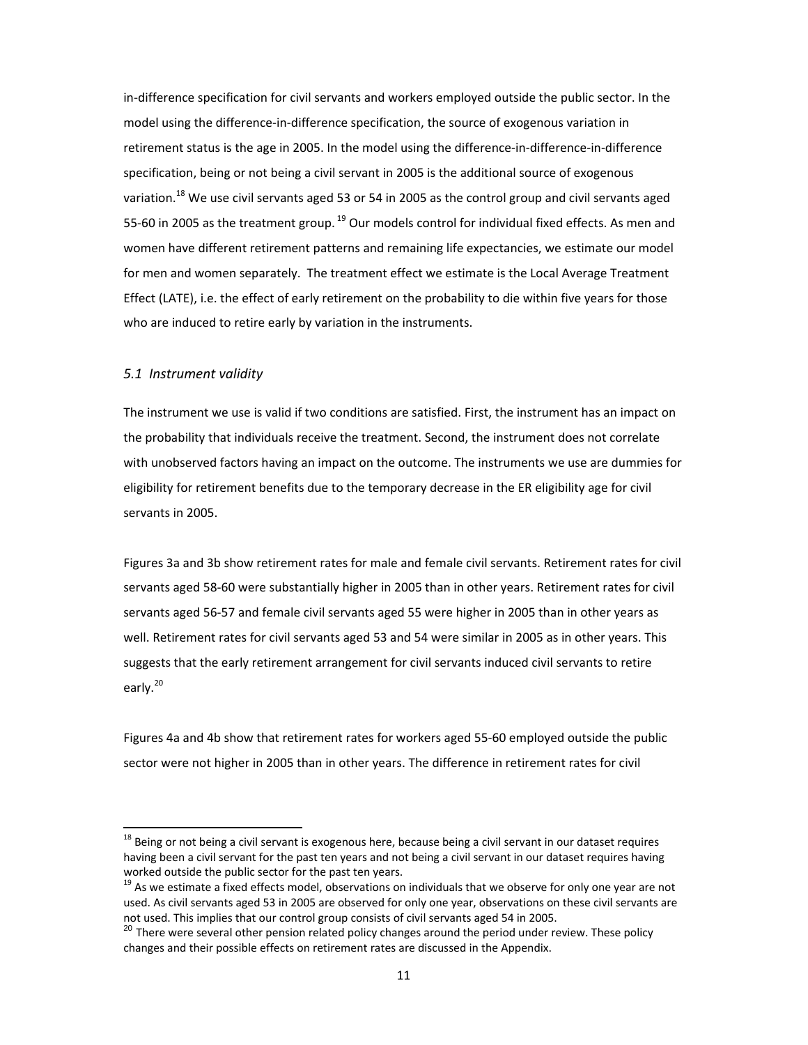in-difference specification for civil servants and workers employed outside the public sector. In the model using the difference-in-difference specification, the source of exogenous variation in retirement status is the age in 2005. In the model using the difference-in-difference-in-difference specification, being or not being a civil servant in 2005 is the additional source of exogenous variation.[18] We use civil servants aged 53 or 54 in 2005 as the control group and civil servants aged 55-60 in 2005 as the treatment group.[19] Our models control for individual fixed effects. As men and women have different retirement patterns and remaining life expectancies, we estimate our model for men and women separately. The treatment effect we estimate is the Local Average Treatment Effect (LATE), i.e. the effect of early retirement on the probability to die within five years for those who are induced to retire early by variation in the instruments.

### *5.1 Instrument validity*

The instrument we use is valid if two conditions are satisfied. First, the instrument has an impact on the probability that individuals receive the treatment. Second, the instrument does not correlate with unobserved factors having an impact on the outcome. The instruments we use are dummies for eligibility for retirement benefits due to the temporary decrease in the ER eligibility age for civil servants in 2005.

Figures 3a and 3b show retirement rates for male and female civil servants. Retirement rates for civil servants aged 58-60 were substantially higher in 2005 than in other years. Retirement rates for civil servants aged 56-57 and female civil servants aged 55 were higher in 2005 than in other years as well. Retirement rates for civil servants aged 53 and 54 were similar in 2005 as in other years. This suggests that the early retirement arrangement for civil servants induced civil servants to retire early.[20]

Figures 4a and 4b show that retirement rates for workers aged 55-60 employed outside the public sector were not higher in 2005 than in other years. The difference in retirement rates for civil

---

[18] Being or not being a civil servant is exogenous here, because being a civil servant in our dataset requires having been a civil servant for the past ten years and not being a civil servant in our dataset requires having worked outside the public sector for the past ten years.

[19] As we estimate a fixed effects model, observations on individuals that we observe for only one year are not used. As civil servants aged 53 in 2005 are observed for only one year, observations on these civil servants are not used. This implies that our control group consists of civil servants aged 54 in 2005.

[20] There were several other pension related policy changes around the period under review. These policy changes and their possible effects on retirement rates are discussed in the Appendix.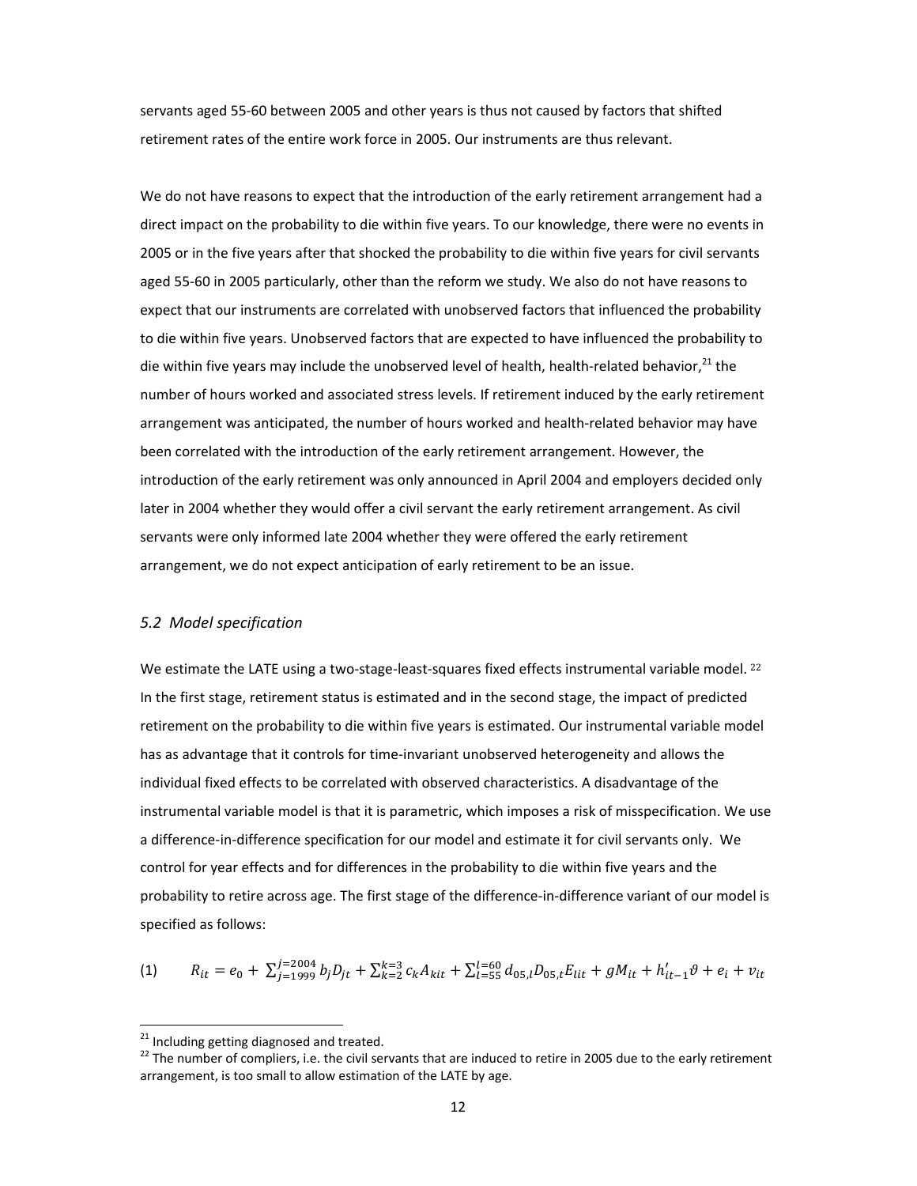servants aged 55-60 between 2005 and other years is thus not caused by factors that shifted retirement rates of the entire work force in 2005. Our instruments are thus relevant.

We do not have reasons to expect that the introduction of the early retirement arrangement had a direct impact on the probability to die within five years. To our knowledge, there were no events in 2005 or in the five years after that shocked the probability to die within five years for civil servants aged 55-60 in 2005 particularly, other than the reform we study. We also do not have reasons to expect that our instruments are correlated with unobserved factors that influenced the probability to die within five years. Unobserved factors that are expected to have influenced the probability to die within five years may include the unobserved level of health, health-related behavior,[21] the number of hours worked and associated stress levels. If retirement induced by the early retirement arrangement was anticipated, the number of hours worked and health-related behavior may have been correlated with the introduction of the early retirement arrangement. However, the introduction of the early retirement was only announced in April 2004 and employers decided only later in 2004 whether they would offer a civil servant the early retirement arrangement. As civil servants were only informed late 2004 whether they were offered the early retirement arrangement, we do not expect anticipation of early retirement to be an issue.

### *5.2 Model specification*

We estimate the LATE using a two-stage-least-squares fixed effects instrumental variable model.[22] In the first stage, retirement status is estimated and in the second stage, the impact of predicted retirement on the probability to die within five years is estimated. Our instrumental variable model has as advantage that it controls for time-invariant unobserved heterogeneity and allows the individual fixed effects to be correlated with observed characteristics. A disadvantage of the instrumental variable model is that it is parametric, which imposes a risk of misspecification. We use a difference-in-difference specification for our model and estimate it for civil servants only. We control for year effects and for differences in the probability to die within five years and the probability to retire across age. The first stage of the difference-in-difference variant of our model is specified as follows:

$$(1) \qquad R_{it} = e_0 + \sum_{j=1999}^{j=2004} b_j D_{jt} + \sum_{k=2}^{k=3} c_k A_{kit} + \sum_{l=55}^{l=60} d_{05,l} D_{05,t} E_{lit} + g M_{it} + h'_{it-1}\vartheta + e_i + v_{it}$$

[21] Including getting diagnosed and treated.

[22] The number of compliers, i.e. the civil servants that are induced to retire in 2005 due to the early retirement arrangement, is too small to allow estimation of the LATE by age.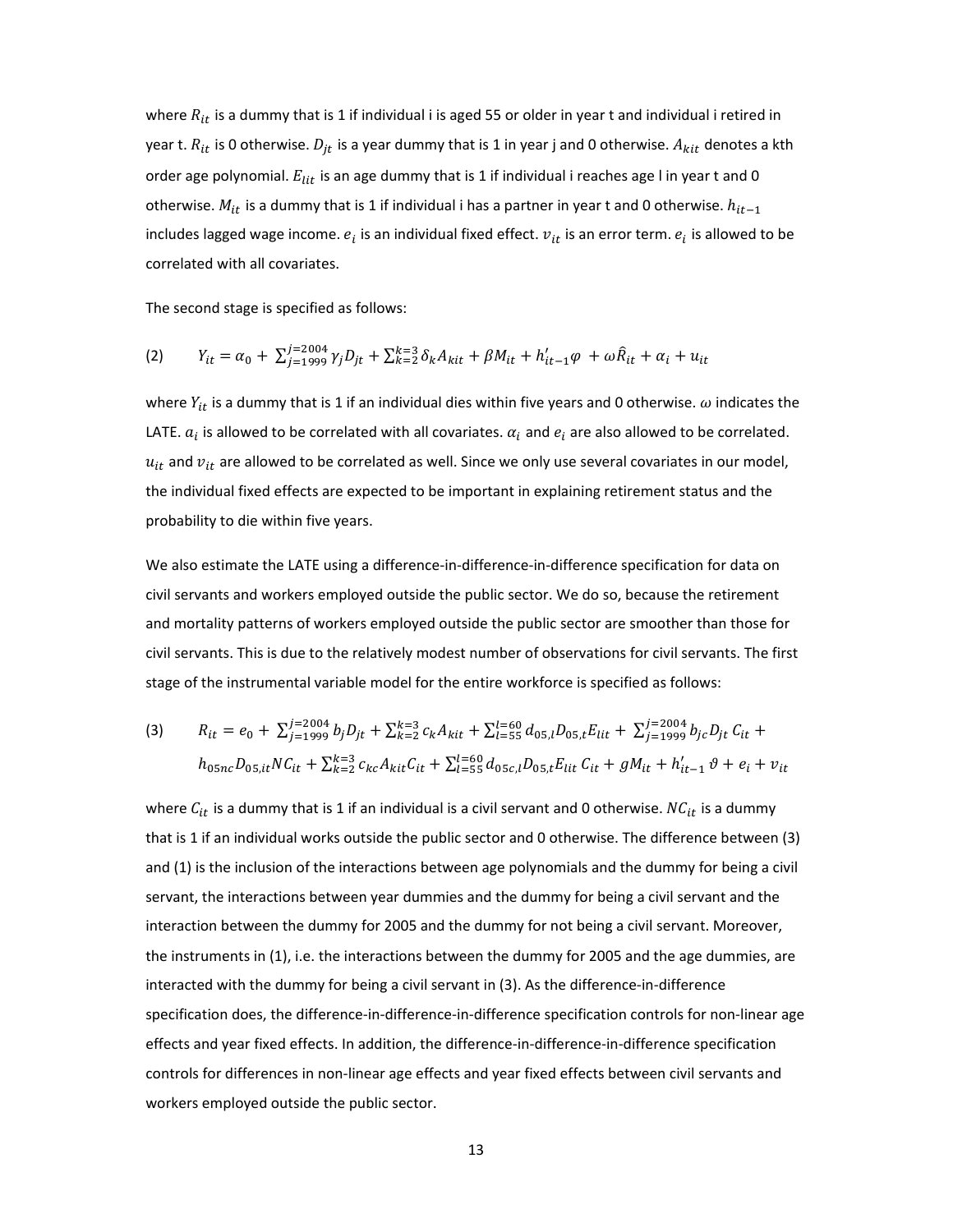where $R_{it}$ is a dummy that is 1 if individual i is aged 55 or older in year t and individual i retired in year t. $R_{it}$ is 0 otherwise. $D_{jt}$ is a year dummy that is 1 in year j and 0 otherwise. $A_{kit}$ denotes a kth order age polynomial. $E_{lit}$ is an age dummy that is 1 if individual i reaches age l in year t and 0 otherwise. $M_{it}$ is a dummy that is 1 if individual i has a partner in year t and 0 otherwise. $h_{it-1}$ includes lagged wage income. $e_i$ is an individual fixed effect. $v_{it}$ is an error term. $e_i$ is allowed to be correlated with all covariates.

The second stage is specified as follows:

$$(2) \qquad Y_{it} = \alpha_0 + \sum_{j=1999}^{j=2004} \gamma_j D_{jt} + \sum_{k=2}^{k=3} \delta_k A_{kit} + \beta M_{it} + h'_{it-1}\varphi + \omega \hat{R}_{it} + \alpha_i + u_{it}$$

where $Y_{it}$ is a dummy that is 1 if an individual dies within five years and 0 otherwise. $\omega$ indicates the LATE. $a_i$ is allowed to be correlated with all covariates. $\alpha_i$ and $e_i$ are also allowed to be correlated. $u_{it}$ and $v_{it}$ are allowed to be correlated as well. Since we only use several covariates in our model, the individual fixed effects are expected to be important in explaining retirement status and the probability to die within five years.

We also estimate the LATE using a difference-in-difference-in-difference specification for data on civil servants and workers employed outside the public sector. We do so, because the retirement and mortality patterns of workers employed outside the public sector are smoother than those for civil servants. This is due to the relatively modest number of observations for civil servants. The first stage of the instrumental variable model for the entire workforce is specified as follows:

$$(3) \qquad R_{it} = e_0 + \sum_{j=1999}^{j=2004} b_j D_{jt} + \sum_{k=2}^{k=3} c_k A_{kit} + \sum_{l=55}^{l=60} d_{05,l} D_{05,t} E_{lit} + \sum_{j=1999}^{j=2004} b_{jc} D_{jt}\, C_{it} + h_{05nc} D_{05,it} NC_{it} + \sum_{k=2}^{k=3} c_{kc} A_{kit} C_{it} + \sum_{l=55}^{l=60} d_{05c,l} D_{05,t} E_{lit}\, C_{it} + g M_{it} + h'_{it-1}\,\vartheta + e_i + v_{it}$$

where $C_{it}$ is a dummy that is 1 if an individual is a civil servant and 0 otherwise. $NC_{it}$ is a dummy that is 1 if an individual works outside the public sector and 0 otherwise. The difference between (3) and (1) is the inclusion of the interactions between age polynomials and the dummy for being a civil servant, the interactions between year dummies and the dummy for being a civil servant and the interaction between the dummy for 2005 and the dummy for not being a civil servant. Moreover, the instruments in (1), i.e. the interactions between the dummy for 2005 and the age dummies, are interacted with the dummy for being a civil servant in (3). As the difference-in-difference specification does, the difference-in-difference-in-difference specification controls for non-linear age effects and year fixed effects. In addition, the difference-in-difference-in-difference specification controls for differences in non-linear age effects and year fixed effects between civil servants and workers employed outside the public sector.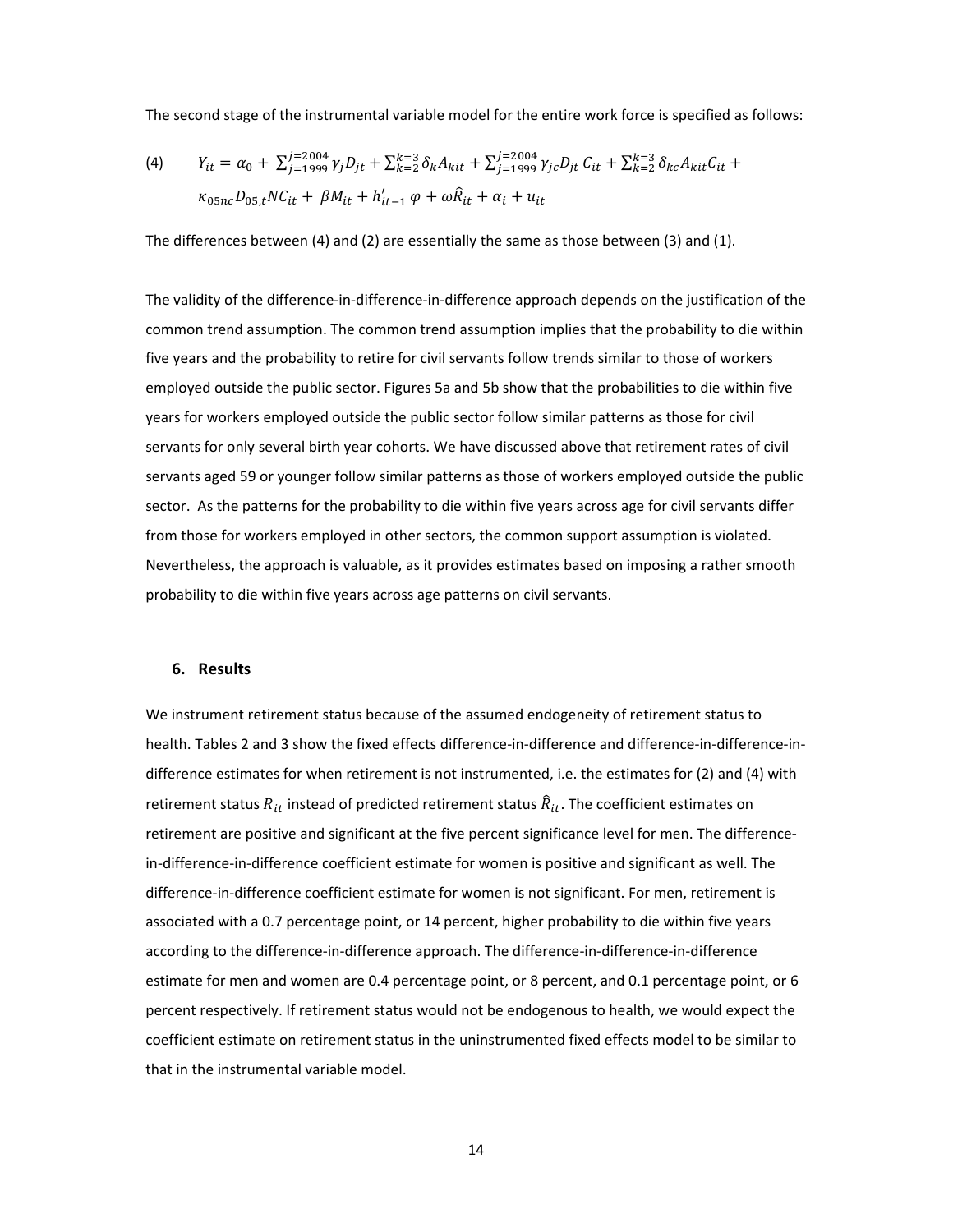The second stage of the instrumental variable model for the entire work force is specified as follows:

$$(4) \qquad Y_{it} = \alpha_0 + \sum_{j=1999}^{j=2004} \gamma_j D_{jt} + \sum_{k=2}^{k=3} \delta_k A_{kit} + \sum_{j=1999}^{j=2004} \gamma_{jc} D_{jt}\, C_{it} + \sum_{k=2}^{k=3} \delta_{kc} A_{kit} C_{it} + \kappa_{05nc} D_{05,t} NC_{it} + \beta M_{it} + h'_{it-1}\,\varphi + \omega \hat{R}_{it} + \alpha_i + u_{it}$$

The differences between (4) and (2) are essentially the same as those between (3) and (1).

The validity of the difference-in-difference-in-difference approach depends on the justification of the common trend assumption. The common trend assumption implies that the probability to die within five years and the probability to retire for civil servants follow trends similar to those of workers employed outside the public sector. Figures 5a and 5b show that the probabilities to die within five years for workers employed outside the public sector follow similar patterns as those for civil servants for only several birth year cohorts. We have discussed above that retirement rates of civil servants aged 59 or younger follow similar patterns as those of workers employed outside the public sector. As the patterns for the probability to die within five years across age for civil servants differ from those for workers employed in other sectors, the common support assumption is violated. Nevertheless, the approach is valuable, as it provides estimates based on imposing a rather smooth probability to die within five years across age patterns on civil servants.

## 6. Results

We instrument retirement status because of the assumed endogeneity of retirement status to health. Tables 2 and 3 show the fixed effects difference-in-difference and difference-in-difference-in-difference estimates for when retirement is not instrumented, i.e. the estimates for (2) and (4) with retirement status $R_{it}$ instead of predicted retirement status $\hat{R}_{it}$. The coefficient estimates on retirement are positive and significant at the five percent significance level for men. The difference-in-difference-in-difference coefficient estimate for women is positive and significant as well. The difference-in-difference coefficient estimate for women is not significant. For men, retirement is associated with a 0.7 percentage point, or 14 percent, higher probability to die within five years according to the difference-in-difference approach. The difference-in-difference-in-difference estimate for men and women are 0.4 percentage point, or 8 percent, and 0.1 percentage point, or 6 percent respectively. If retirement status would not be endogenous to health, we would expect the coefficient estimate on retirement status in the uninstrumented fixed effects model to be similar to that in the instrumental variable model.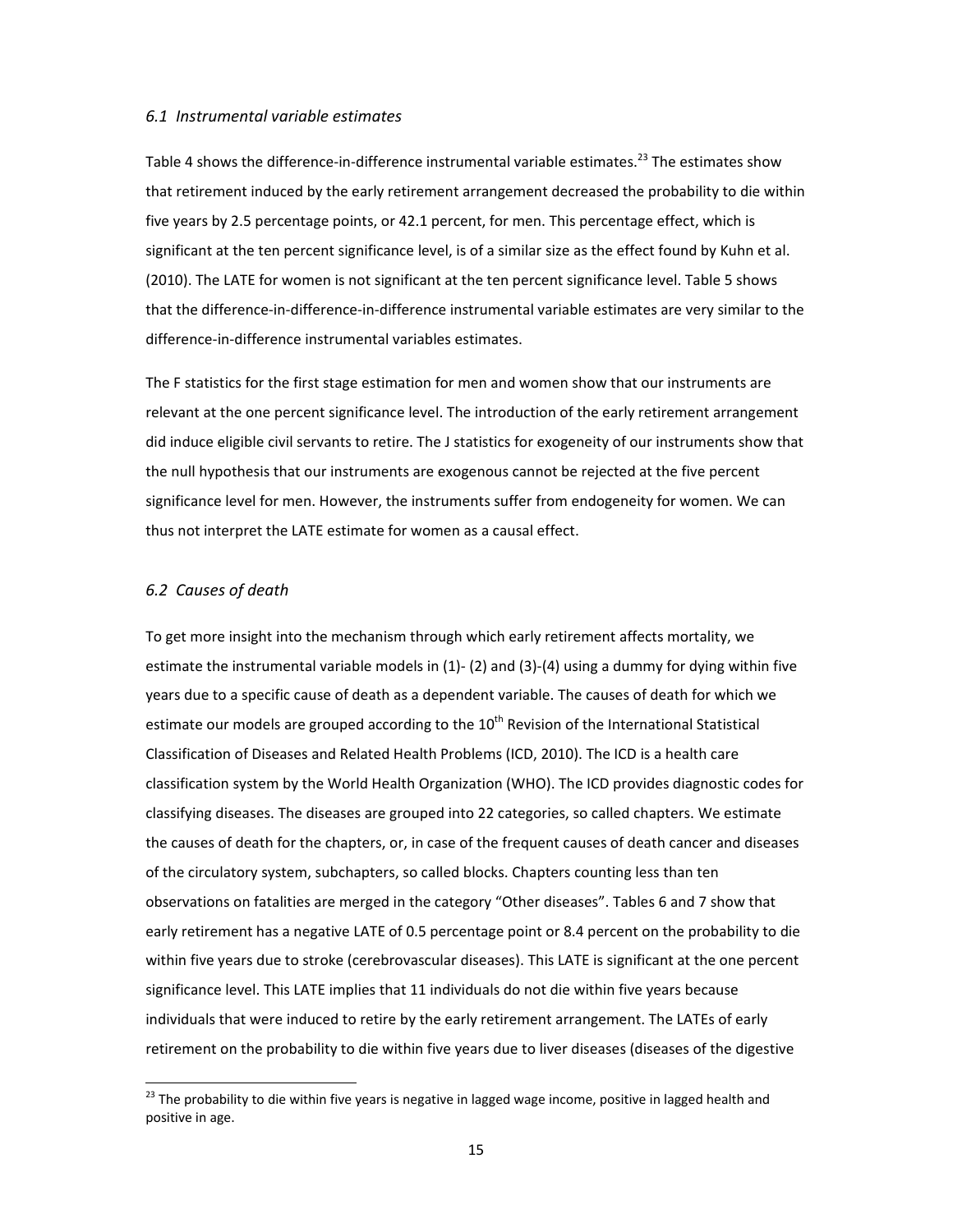### *6.1 Instrumental variable estimates*

Table 4 shows the difference-in-difference instrumental variable estimates.[23] The estimates show that retirement induced by the early retirement arrangement decreased the probability to die within five years by 2.5 percentage points, or 42.1 percent, for men. This percentage effect, which is significant at the ten percent significance level, is of a similar size as the effect found by Kuhn et al. (2010). The LATE for women is not significant at the ten percent significance level. Table 5 shows that the difference-in-difference-in-difference instrumental variable estimates are very similar to the difference-in-difference instrumental variables estimates.

The F statistics for the first stage estimation for men and women show that our instruments are relevant at the one percent significance level. The introduction of the early retirement arrangement did induce eligible civil servants to retire. The J statistics for exogeneity of our instruments show that the null hypothesis that our instruments are exogenous cannot be rejected at the five percent significance level for men. However, the instruments suffer from endogeneity for women. We can thus not interpret the LATE estimate for women as a causal effect.

### *6.2 Causes of death*

To get more insight into the mechanism through which early retirement affects mortality, we estimate the instrumental variable models in (1)- (2) and (3)-(4) using a dummy for dying within five years due to a specific cause of death as a dependent variable. The causes of death for which we estimate our models are grouped according to the 10th Revision of the International Statistical Classification of Diseases and Related Health Problems (ICD, 2010). The ICD is a health care classification system by the World Health Organization (WHO). The ICD provides diagnostic codes for classifying diseases. The diseases are grouped into 22 categories, so called chapters. We estimate the causes of death for the chapters, or, in case of the frequent causes of death cancer and diseases of the circulatory system, subchapters, so called blocks. Chapters counting less than ten observations on fatalities are merged in the category "Other diseases". Tables 6 and 7 show that early retirement has a negative LATE of 0.5 percentage point or 8.4 percent on the probability to die within five years due to stroke (cerebrovascular diseases). This LATE is significant at the one percent significance level. This LATE implies that 11 individuals do not die within five years because individuals that were induced to retire by the early retirement arrangement. The LATEs of early retirement on the probability to die within five years due to liver diseases (diseases of the digestive

---

[23] The probability to die within five years is negative in lagged wage income, positive in lagged health and positive in age.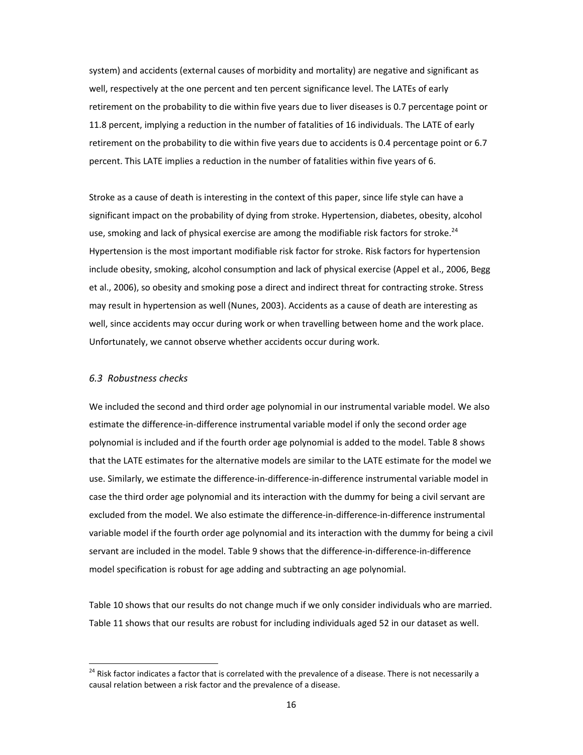system) and accidents (external causes of morbidity and mortality) are negative and significant as well, respectively at the one percent and ten percent significance level. The LATEs of early retirement on the probability to die within five years due to liver diseases is 0.7 percentage point or 11.8 percent, implying a reduction in the number of fatalities of 16 individuals. The LATE of early retirement on the probability to die within five years due to accidents is 0.4 percentage point or 6.7 percent. This LATE implies a reduction in the number of fatalities within five years of 6.

Stroke as a cause of death is interesting in the context of this paper, since life style can have a significant impact on the probability of dying from stroke. Hypertension, diabetes, obesity, alcohol use, smoking and lack of physical exercise are among the modifiable risk factors for stroke.[24] Hypertension is the most important modifiable risk factor for stroke. Risk factors for hypertension include obesity, smoking, alcohol consumption and lack of physical exercise (Appel et al., 2006, Begg et al., 2006), so obesity and smoking pose a direct and indirect threat for contracting stroke. Stress may result in hypertension as well (Nunes, 2003). Accidents as a cause of death are interesting as well, since accidents may occur during work or when travelling between home and the work place. Unfortunately, we cannot observe whether accidents occur during work.

### *6.3 Robustness checks*

We included the second and third order age polynomial in our instrumental variable model. We also estimate the difference-in-difference instrumental variable model if only the second order age polynomial is included and if the fourth order age polynomial is added to the model. Table 8 shows that the LATE estimates for the alternative models are similar to the LATE estimate for the model we use. Similarly, we estimate the difference-in-difference-in-difference instrumental variable model in case the third order age polynomial and its interaction with the dummy for being a civil servant are excluded from the model. We also estimate the difference-in-difference-in-difference instrumental variable model if the fourth order age polynomial and its interaction with the dummy for being a civil servant are included in the model. Table 9 shows that the difference-in-difference-in-difference model specification is robust for age adding and subtracting an age polynomial.

Table 10 shows that our results do not change much if we only consider individuals who are married. Table 11 shows that our results are robust for including individuals aged 52 in our dataset as well.

---

[24] Risk factor indicates a factor that is correlated with the prevalence of a disease. There is not necessarily a causal relation between a risk factor and the prevalence of a disease.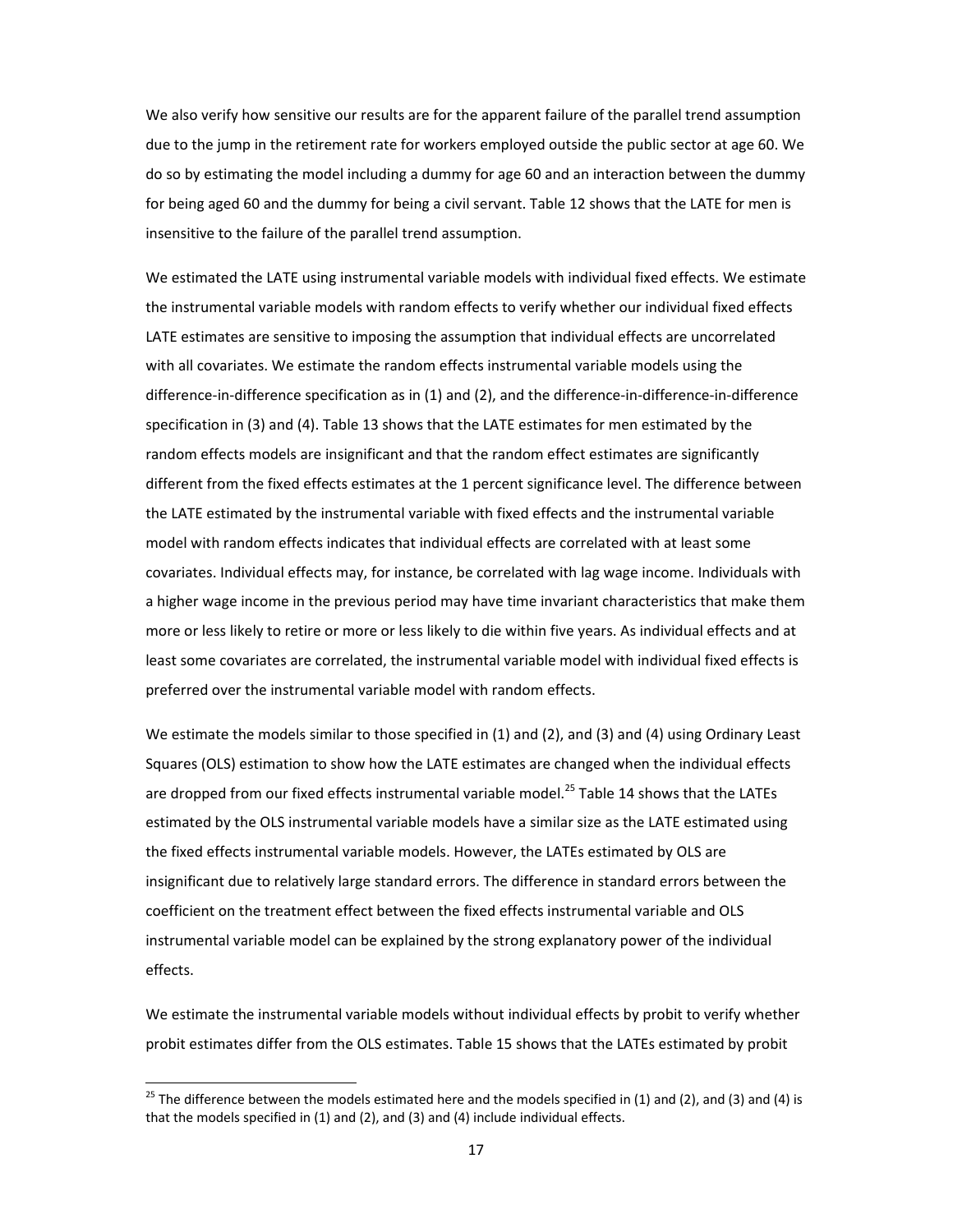We also verify how sensitive our results are for the apparent failure of the parallel trend assumption due to the jump in the retirement rate for workers employed outside the public sector at age 60. We do so by estimating the model including a dummy for age 60 and an interaction between the dummy for being aged 60 and the dummy for being a civil servant. Table 12 shows that the LATE for men is insensitive to the failure of the parallel trend assumption.

We estimated the LATE using instrumental variable models with individual fixed effects. We estimate the instrumental variable models with random effects to verify whether our individual fixed effects LATE estimates are sensitive to imposing the assumption that individual effects are uncorrelated with all covariates. We estimate the random effects instrumental variable models using the difference-in-difference specification as in (1) and (2), and the difference-in-difference-in-difference specification in (3) and (4). Table 13 shows that the LATE estimates for men estimated by the random effects models are insignificant and that the random effect estimates are significantly different from the fixed effects estimates at the 1 percent significance level. The difference between the LATE estimated by the instrumental variable with fixed effects and the instrumental variable model with random effects indicates that individual effects are correlated with at least some covariates. Individual effects may, for instance, be correlated with lag wage income. Individuals with a higher wage income in the previous period may have time invariant characteristics that make them more or less likely to retire or more or less likely to die within five years. As individual effects and at least some covariates are correlated, the instrumental variable model with individual fixed effects is preferred over the instrumental variable model with random effects.

We estimate the models similar to those specified in (1) and (2), and (3) and (4) using Ordinary Least Squares (OLS) estimation to show how the LATE estimates are changed when the individual effects are dropped from our fixed effects instrumental variable model.[25] Table 14 shows that the LATEs estimated by the OLS instrumental variable models have a similar size as the LATE estimated using the fixed effects instrumental variable models. However, the LATEs estimated by OLS are insignificant due to relatively large standard errors. The difference in standard errors between the coefficient on the treatment effect between the fixed effects instrumental variable and OLS instrumental variable model can be explained by the strong explanatory power of the individual effects.

We estimate the instrumental variable models without individual effects by probit to verify whether probit estimates differ from the OLS estimates. Table 15 shows that the LATEs estimated by probit

[25] The difference between the models estimated here and the models specified in (1) and (2), and (3) and (4) is that the models specified in (1) and (2), and (3) and (4) include individual effects.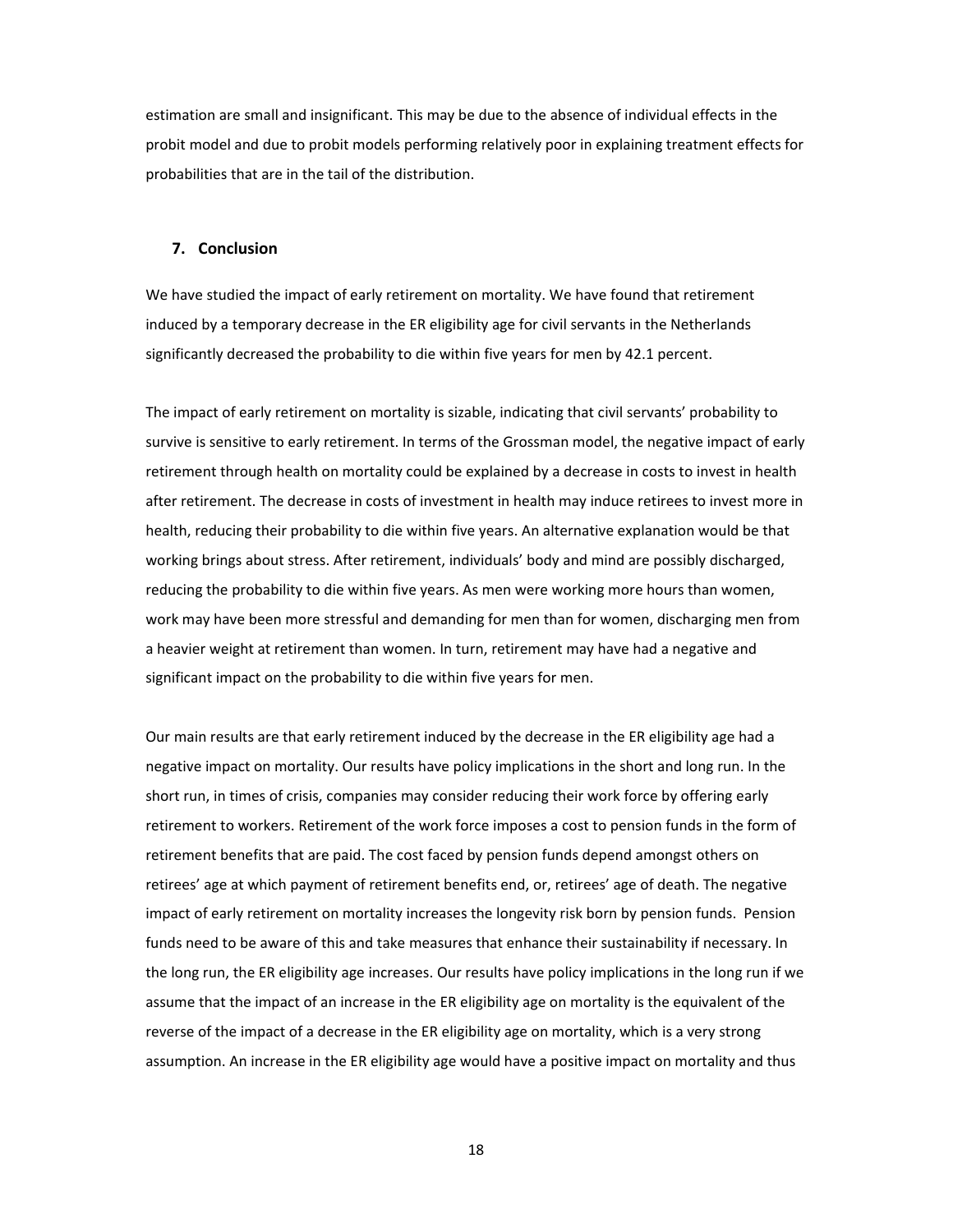estimation are small and insignificant. This may be due to the absence of individual effects in the probit model and due to probit models performing relatively poor in explaining treatment effects for probabilities that are in the tail of the distribution.

## 7. Conclusion

We have studied the impact of early retirement on mortality. We have found that retirement induced by a temporary decrease in the ER eligibility age for civil servants in the Netherlands significantly decreased the probability to die within five years for men by 42.1 percent.

The impact of early retirement on mortality is sizable, indicating that civil servants' probability to survive is sensitive to early retirement. In terms of the Grossman model, the negative impact of early retirement through health on mortality could be explained by a decrease in costs to invest in health after retirement. The decrease in costs of investment in health may induce retirees to invest more in health, reducing their probability to die within five years. An alternative explanation would be that working brings about stress. After retirement, individuals' body and mind are possibly discharged, reducing the probability to die within five years. As men were working more hours than women, work may have been more stressful and demanding for men than for women, discharging men from a heavier weight at retirement than women. In turn, retirement may have had a negative and significant impact on the probability to die within five years for men.

Our main results are that early retirement induced by the decrease in the ER eligibility age had a negative impact on mortality. Our results have policy implications in the short and long run. In the short run, in times of crisis, companies may consider reducing their work force by offering early retirement to workers. Retirement of the work force imposes a cost to pension funds in the form of retirement benefits that are paid. The cost faced by pension funds depend amongst others on retirees' age at which payment of retirement benefits end, or, retirees' age of death. The negative impact of early retirement on mortality increases the longevity risk born by pension funds. Pension funds need to be aware of this and take measures that enhance their sustainability if necessary. In the long run, the ER eligibility age increases. Our results have policy implications in the long run if we assume that the impact of an increase in the ER eligibility age on mortality is the equivalent of the reverse of the impact of a decrease in the ER eligibility age on mortality, which is a very strong assumption. An increase in the ER eligibility age would have a positive impact on mortality and thus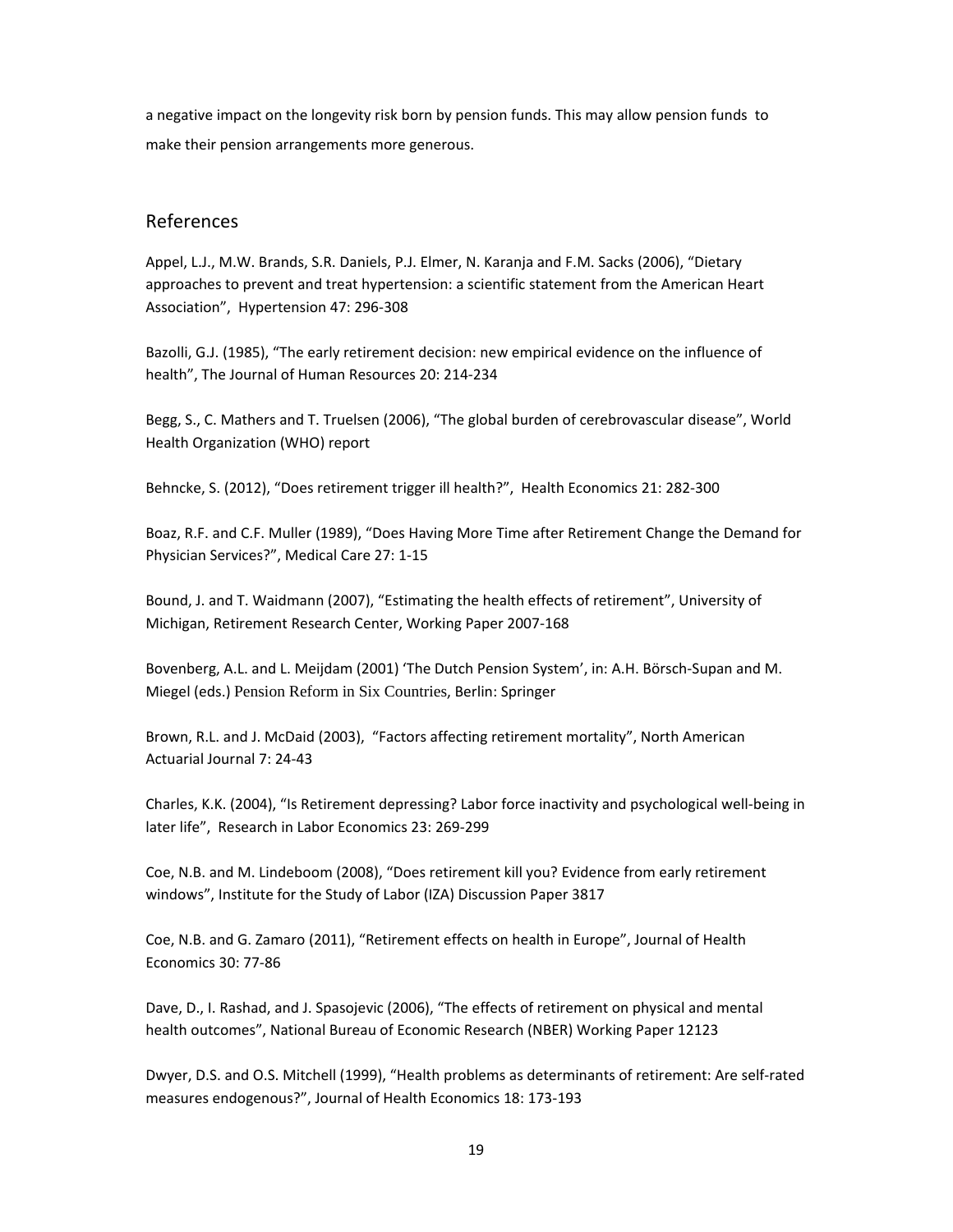a negative impact on the longevity risk born by pension funds. This may allow pension funds to make their pension arrangements more generous.

## References

Appel, L.J., M.W. Brands, S.R. Daniels, P.J. Elmer, N. Karanja and F.M. Sacks (2006), "Dietary approaches to prevent and treat hypertension: a scientific statement from the American Heart Association", Hypertension 47: 296-308

Bazolli, G.J. (1985), "The early retirement decision: new empirical evidence on the influence of health", The Journal of Human Resources 20: 214-234

Begg, S., C. Mathers and T. Truelsen (2006), "The global burden of cerebrovascular disease", World Health Organization (WHO) report

Behncke, S. (2012), "Does retirement trigger ill health?", Health Economics 21: 282-300

Boaz, R.F. and C.F. Muller (1989), "Does Having More Time after Retirement Change the Demand for Physician Services?", Medical Care 27: 1-15

Bound, J. and T. Waidmann (2007), "Estimating the health effects of retirement", University of Michigan, Retirement Research Center, Working Paper 2007-168

Bovenberg, A.L. and L. Meijdam (2001) 'The Dutch Pension System', in: A.H. Börsch-Supan and M. Miegel (eds.) Pension Reform in Six Countries, Berlin: Springer

Brown, R.L. and J. McDaid (2003), "Factors affecting retirement mortality", North American Actuarial Journal 7: 24-43

Charles, K.K. (2004), "Is Retirement depressing? Labor force inactivity and psychological well-being in later life", Research in Labor Economics 23: 269-299

Coe, N.B. and M. Lindeboom (2008), "Does retirement kill you? Evidence from early retirement windows", Institute for the Study of Labor (IZA) Discussion Paper 3817

Coe, N.B. and G. Zamaro (2011), "Retirement effects on health in Europe", Journal of Health Economics 30: 77-86

Dave, D., I. Rashad, and J. Spasojevic (2006), "The effects of retirement on physical and mental health outcomes", National Bureau of Economic Research (NBER) Working Paper 12123

Dwyer, D.S. and O.S. Mitchell (1999), "Health problems as determinants of retirement: Are self-rated measures endogenous?", Journal of Health Economics 18: 173-193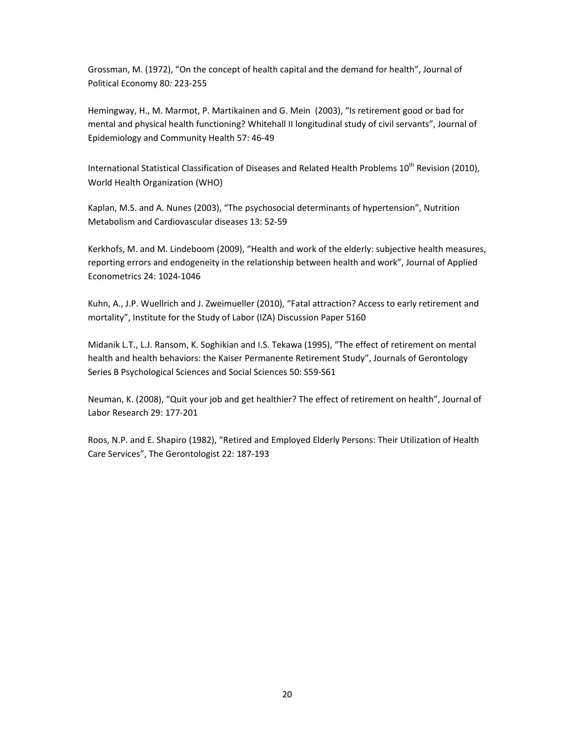Grossman, M. (1972), "On the concept of health capital and the demand for health", Journal of Political Economy 80*:* 223-255

Hemingway, H., M. Marmot, P. Martikainen and G. Mein (2003), "Is retirement good or bad for mental and physical health functioning? Whitehall II longitudinal study of civil servants", Journal of Epidemiology and Community Health 57: 46-49

International Statistical Classification of Diseases and Related Health Problems 10th Revision (2010), World Health Organization (WHO)

Kaplan, M.S. and A. Nunes (2003), "The psychosocial determinants of hypertension", Nutrition Metabolism and Cardiovascular diseases 13: 52-59

Kerkhofs, M. and M. Lindeboom (2009), "Health and work of the elderly: subjective health measures, reporting errors and endogeneity in the relationship between health and work", Journal of Applied Econometrics 24: 1024-1046

Kuhn, A., J.P. Wuellrich and J. Zweimueller (2010), "Fatal attraction? Access to early retirement and mortality", Institute for the Study of Labor (IZA) Discussion Paper 5160

Midanik L.T., L.J. Ransom, K. Soghikian and I.S. Tekawa (1995), "The effect of retirement on mental health and health behaviors: the Kaiser Permanente Retirement Study", Journals of Gerontology Series B Psychological Sciences and Social Sciences 50: S59-S61

Neuman, K. (2008), "Quit your job and get healthier? The effect of retirement on health", Journal of Labor Research 29: 177-201

Roos, N.P. and E. Shapiro (1982), "Retired and Employed Elderly Persons: Their Utilization of Health Care Services", The Gerontologist 22: 187-193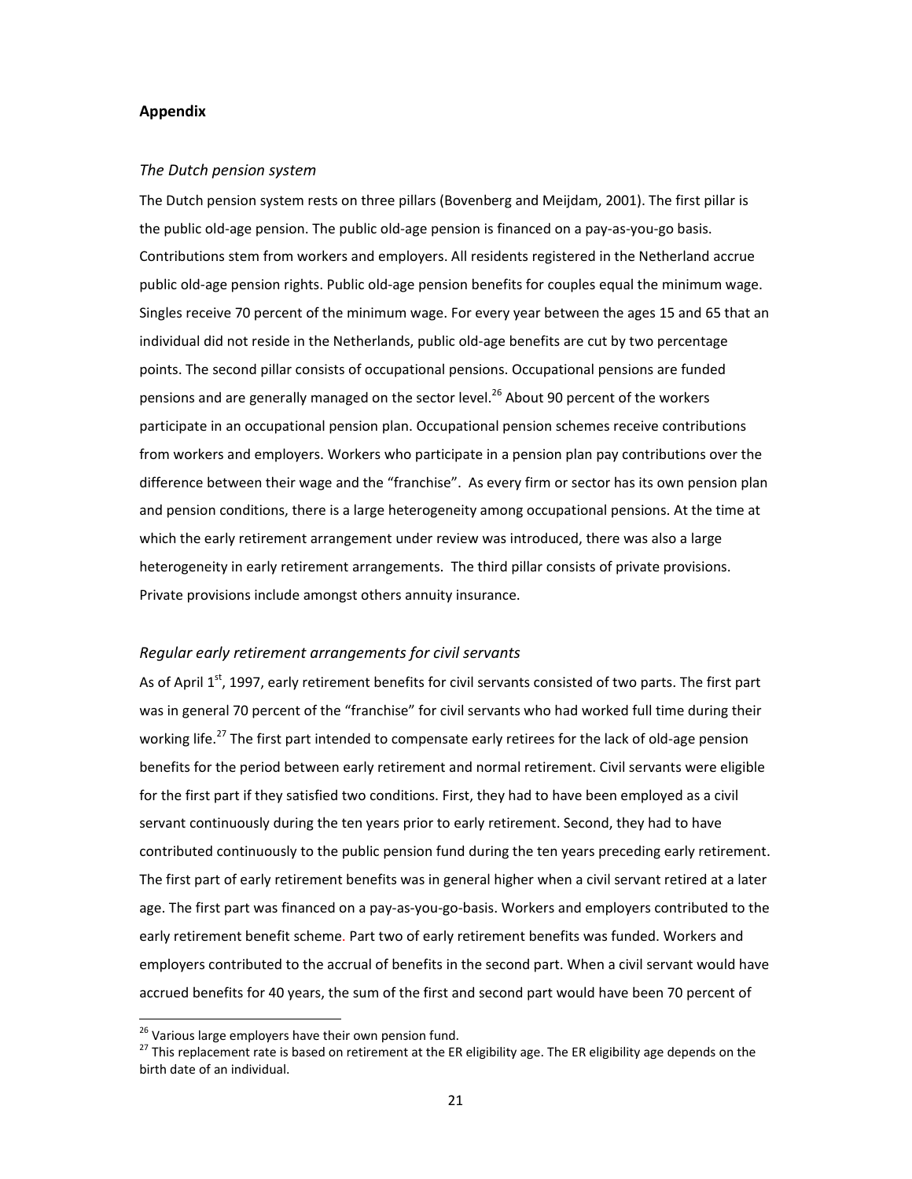**Appendix**

*The Dutch pension system*

The Dutch pension system rests on three pillars (Bovenberg and Meijdam, 2001). The first pillar is the public old-age pension. The public old-age pension is financed on a pay-as-you-go basis. Contributions stem from workers and employers. All residents registered in the Netherland accrue public old-age pension rights. Public old-age pension benefits for couples equal the minimum wage. Singles receive 70 percent of the minimum wage. For every year between the ages 15 and 65 that an individual did not reside in the Netherlands, public old-age benefits are cut by two percentage points. The second pillar consists of occupational pensions. Occupational pensions are funded pensions and are generally managed on the sector level.[26] About 90 percent of the workers participate in an occupational pension plan. Occupational pension schemes receive contributions from workers and employers. Workers who participate in a pension plan pay contributions over the difference between their wage and the "franchise". As every firm or sector has its own pension plan and pension conditions, there is a large heterogeneity among occupational pensions. At the time at which the early retirement arrangement under review was introduced, there was also a large heterogeneity in early retirement arrangements. The third pillar consists of private provisions. Private provisions include amongst others annuity insurance.

*Regular early retirement arrangements for civil servants*

As of April 1st, 1997, early retirement benefits for civil servants consisted of two parts. The first part was in general 70 percent of the "franchise" for civil servants who had worked full time during their working life.[27] The first part intended to compensate early retirees for the lack of old-age pension benefits for the period between early retirement and normal retirement. Civil servants were eligible for the first part if they satisfied two conditions. First, they had to have been employed as a civil servant continuously during the ten years prior to early retirement. Second, they had to have contributed continuously to the public pension fund during the ten years preceding early retirement. The first part of early retirement benefits was in general higher when a civil servant retired at a later age. The first part was financed on a pay-as-you-go-basis. Workers and employers contributed to the early retirement benefit scheme. Part two of early retirement benefits was funded. Workers and employers contributed to the accrual of benefits in the second part. When a civil servant would have accrued benefits for 40 years, the sum of the first and second part would have been 70 percent of

[26] Various large employers have their own pension fund.

[27] This replacement rate is based on retirement at the ER eligibility age. The ER eligibility age depends on the birth date of an individual.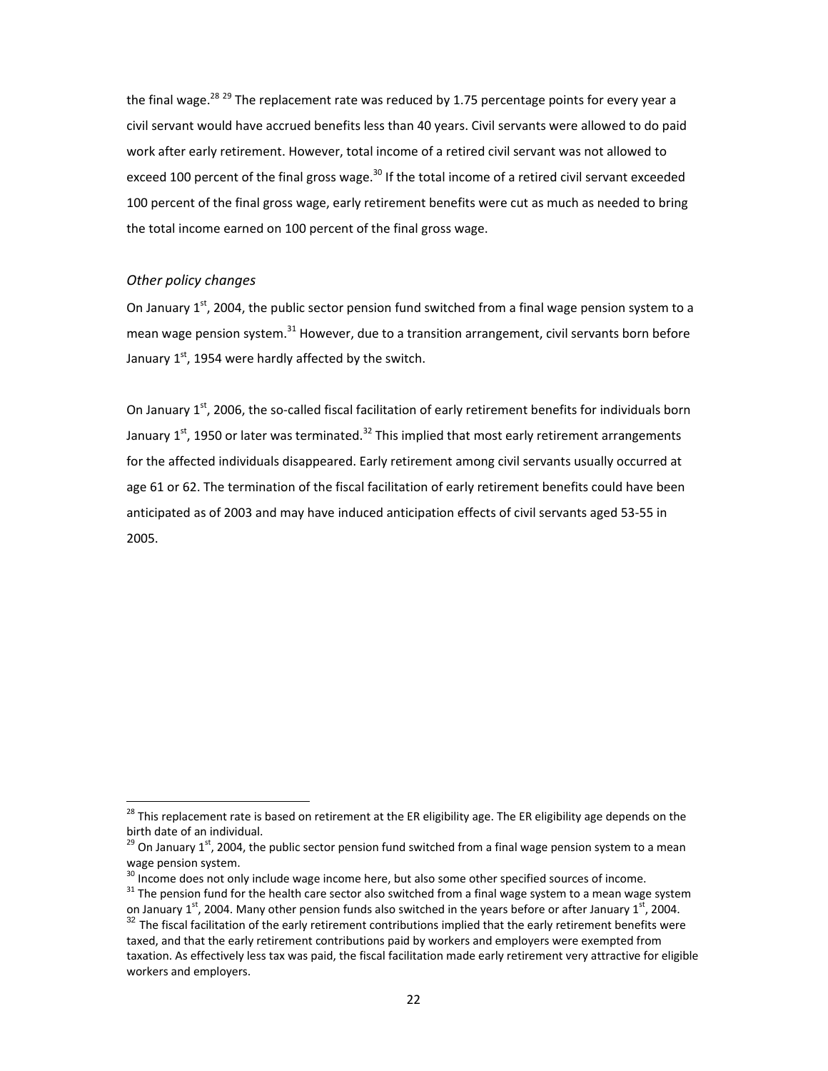the final wage.[28] [29] The replacement rate was reduced by 1.75 percentage points for every year a civil servant would have accrued benefits less than 40 years. Civil servants were allowed to do paid work after early retirement. However, total income of a retired civil servant was not allowed to exceed 100 percent of the final gross wage.[30] If the total income of a retired civil servant exceeded 100 percent of the final gross wage, early retirement benefits were cut as much as needed to bring the total income earned on 100 percent of the final gross wage.

*Other policy changes*

On January 1st, 2004, the public sector pension fund switched from a final wage pension system to a mean wage pension system.[31] However, due to a transition arrangement, civil servants born before January 1st, 1954 were hardly affected by the switch.

On January 1st, 2006, the so-called fiscal facilitation of early retirement benefits for individuals born January 1st, 1950 or later was terminated.[32] This implied that most early retirement arrangements for the affected individuals disappeared. Early retirement among civil servants usually occurred at age 61 or 62. The termination of the fiscal facilitation of early retirement benefits could have been anticipated as of 2003 and may have induced anticipation effects of civil servants aged 53-55 in 2005.

---

[28] This replacement rate is based on retirement at the ER eligibility age. The ER eligibility age depends on the birth date of an individual.

[29] On January 1st, 2004, the public sector pension fund switched from a final wage pension system to a mean wage pension system.

[30] Income does not only include wage income here, but also some other specified sources of income.

[31] The pension fund for the health care sector also switched from a final wage system to a mean wage system on January 1st, 2004. Many other pension funds also switched in the years before or after January 1st, 2004.

[32] The fiscal facilitation of the early retirement contributions implied that the early retirement benefits were taxed, and that the early retirement contributions paid by workers and employers were exempted from taxation. As effectively less tax was paid, the fiscal facilitation made early retirement very attractive for eligible workers and employers.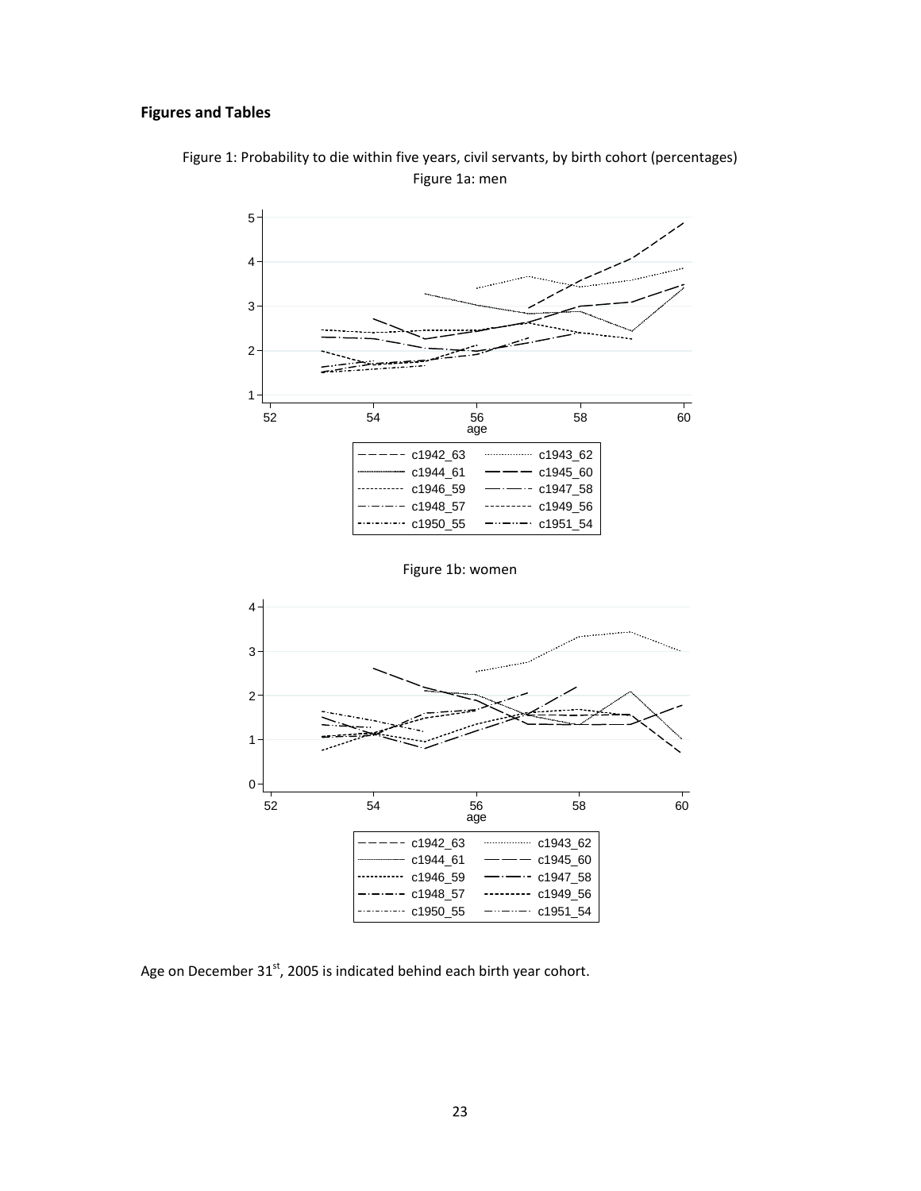**Figures and Tables**

Figure 1: Probability to die within five years, civil servants, by birth cohort (percentages)

Figure 1a: men

Figure 1b: women

Age on December 31[st], 2005 is indicated behind each birth year cohort.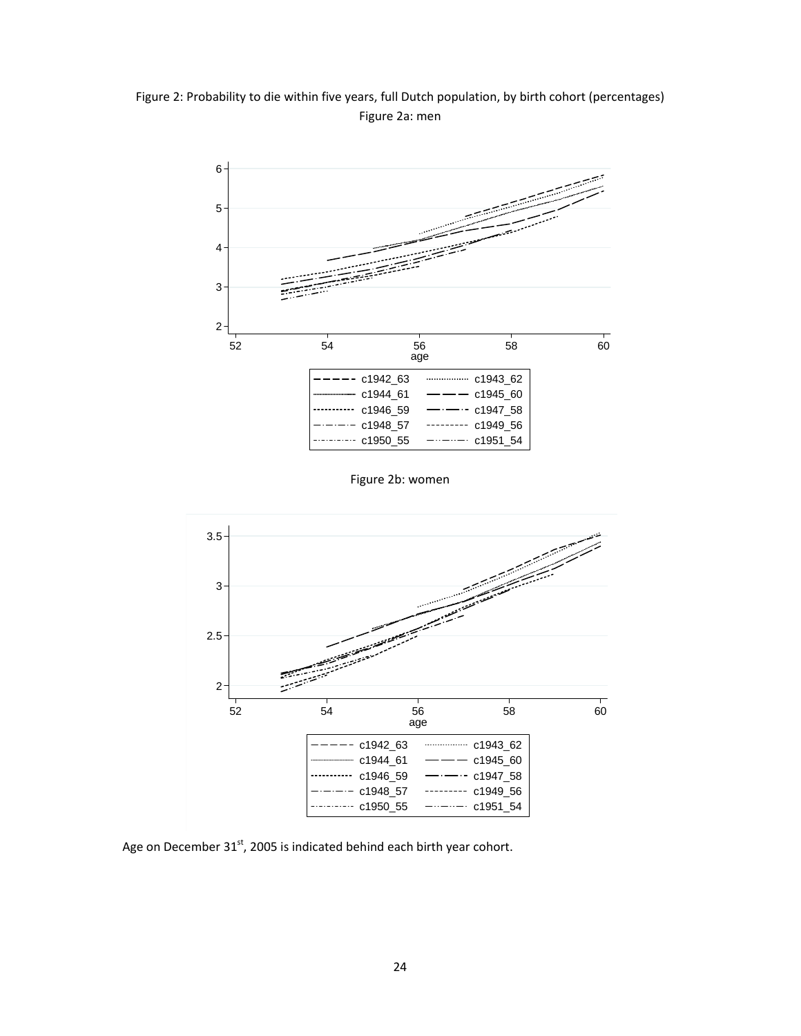Figure 2: Probability to die within five years, full Dutch population, by birth cohort (percentages)

Figure 2a: men

Figure 2b: women

Age on December 31[st], 2005 is indicated behind each birth year cohort.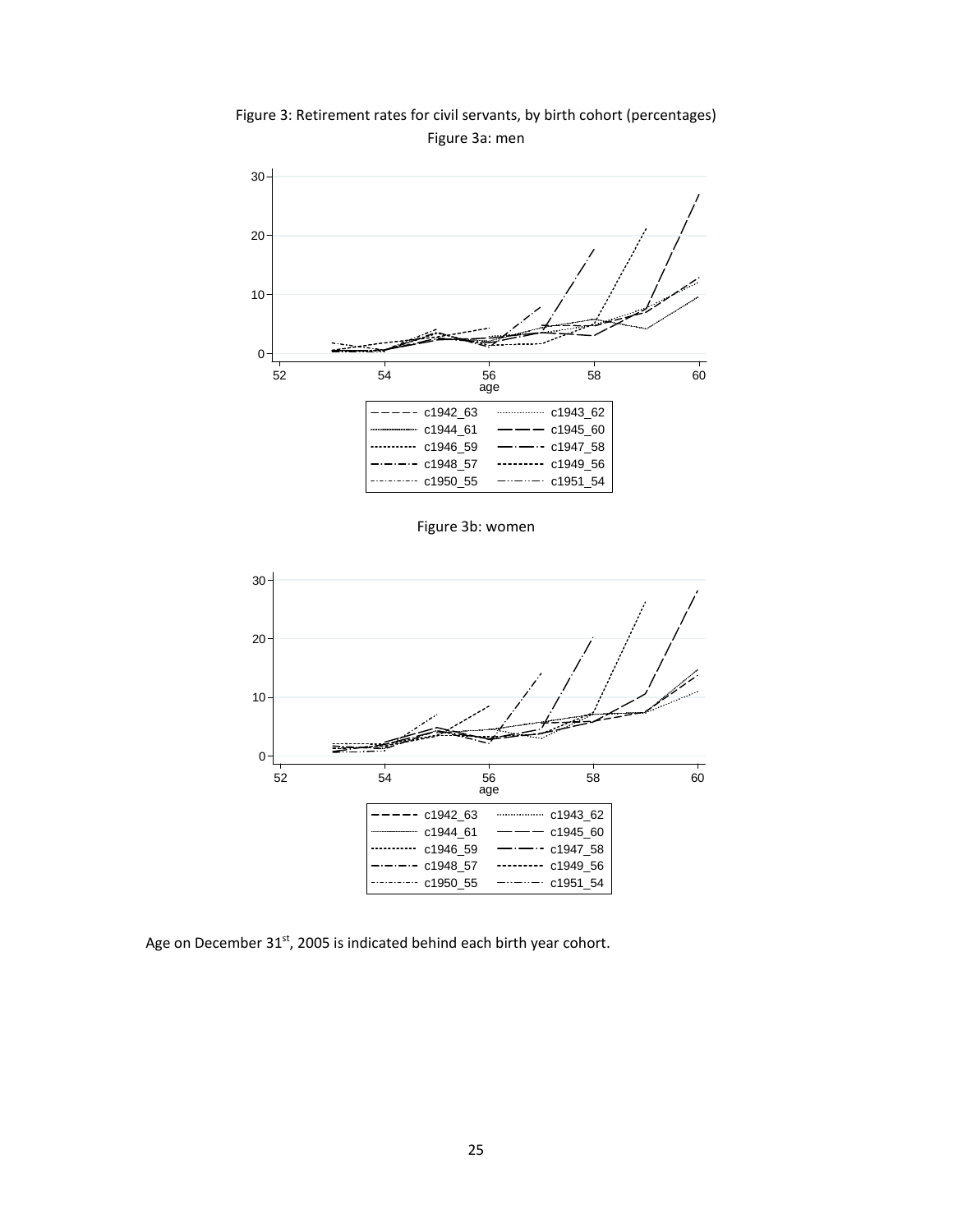Figure 3: Retirement rates for civil servants, by birth cohort (percentages)

Figure 3a: men

Figure 3b: women

Age on December 31st, 2005 is indicated behind each birth year cohort.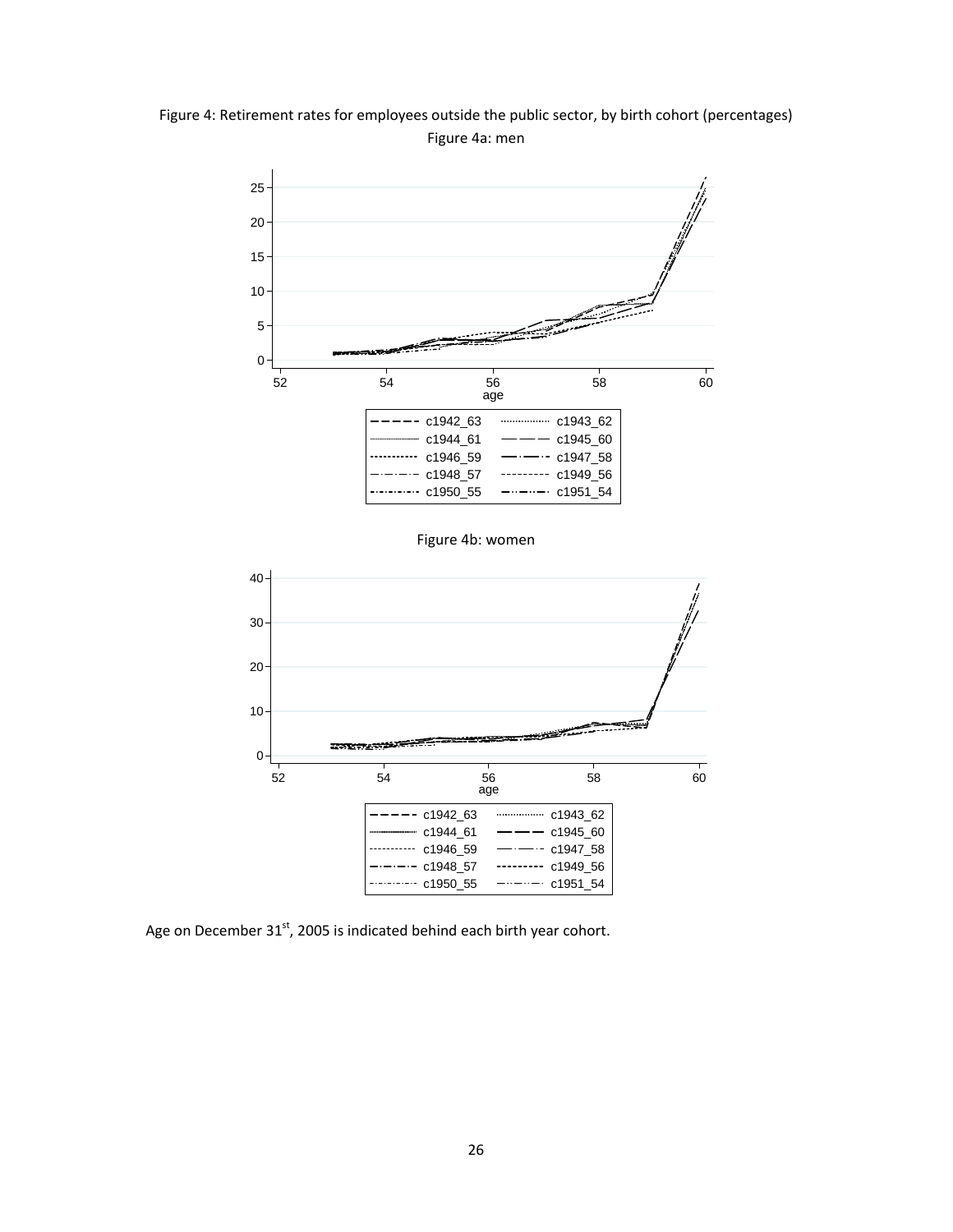Figure 4: Retirement rates for employees outside the public sector, by birth cohort (percentages)

Figure 4a: men

Figure 4b: women

Age on December 31[st], 2005 is indicated behind each birth year cohort.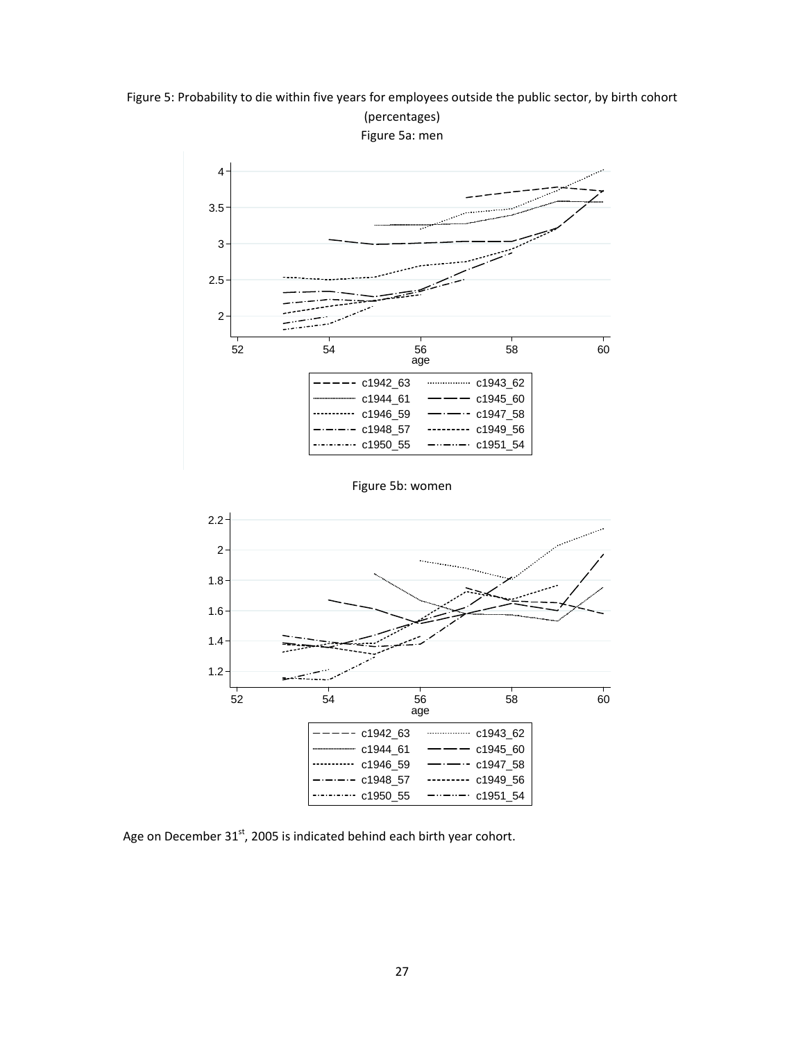Figure 5: Probability to die within five years for employees outside the public sector, by birth cohort (percentages)

Figure 5a: men

Figure 5b: women

Age on December 31[st], 2005 is indicated behind each birth year cohort.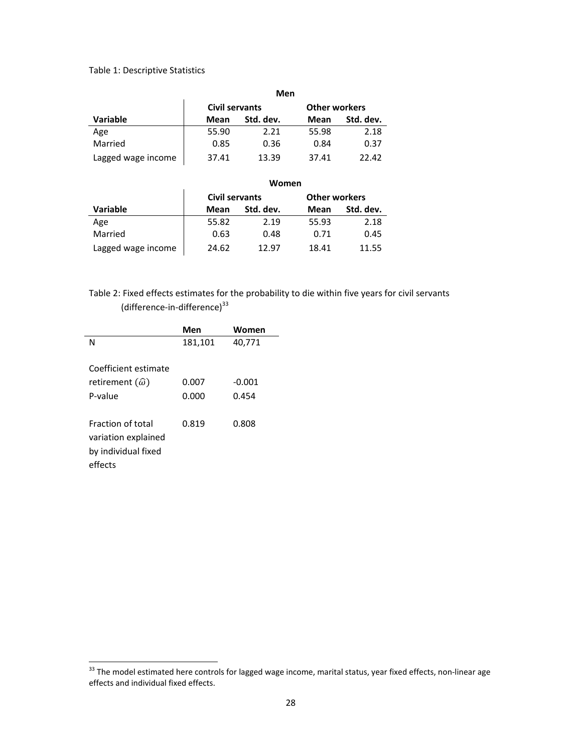Table 1: Descriptive Statistics

| | Men | | | |
|---|---|---|---|---|
| | Civil servants | | Other workers | |
| Variable | Mean | Std. dev. | Mean | Std. dev. |
| Age | 55.90 | 2.21 | 55.98 | 2.18 |
| Married | 0.85 | 0.36 | 0.84 | 0.37 |
| Lagged wage income | 37.41 | 13.39 | 37.41 | 22.42 |

| | Women | | | |
|---|---|---|---|---|
| | Civil servants | | Other workers | |
| Variable | Mean | Std. dev. | Mean | Std. dev. |
| Age | 55.82 | 2.19 | 55.93 | 2.18 |
| Married | 0.63 | 0.48 | 0.71 | 0.45 |
| Lagged wage income | 24.62 | 12.97 | 18.41 | 11.55 |

Table 2: Fixed effects estimates for the probability to die within five years for civil servants (difference-in-difference)[33]

| | Men | Women |
|---|---|---|
| N | 181,101 | 40,771 |
| Coefficient estimate retirement ($\hat{\omega}$) | 0.007 | -0.001 |
| P-value | 0.000 | 0.454 |
| Fraction of total variation explained by individual fixed effects | 0.819 | 0.808 |

[33] The model estimated here controls for lagged wage income, marital status, year fixed effects, non-linear age effects and individual fixed effects.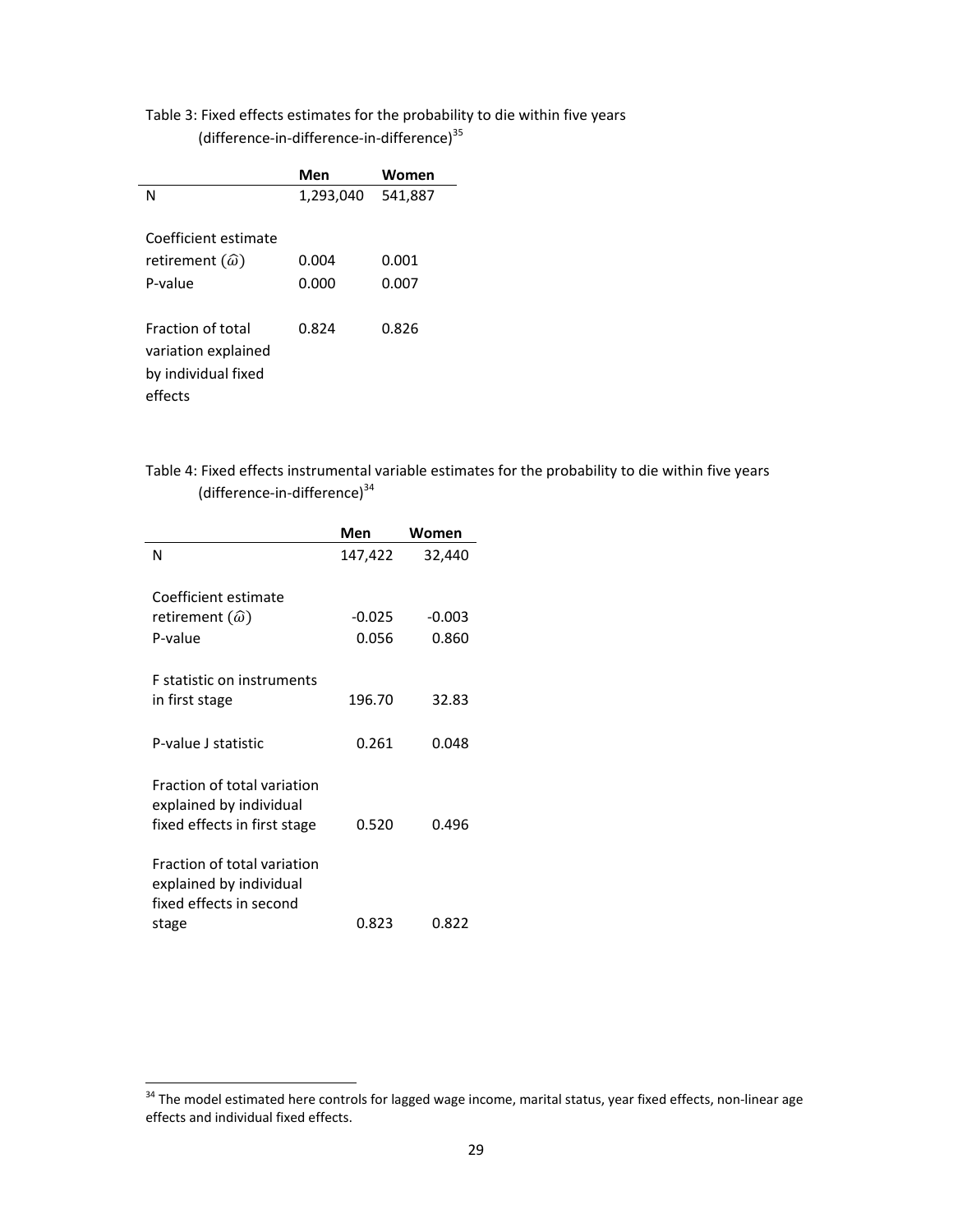Table 3: Fixed effects estimates for the probability to die within five years (difference-in-difference-in-difference)[35]

| | **Men** | **Women** |
|---|---|---|
| N | 1,293,040 | 541,887 |
| Coefficient estimate retirement ($\hat{\omega}$) | 0.004 | 0.001 |
| P-value | 0.000 | 0.007 |
| Fraction of total variation explained by individual fixed effects | 0.824 | 0.826 |

Table 4: Fixed effects instrumental variable estimates for the probability to die within five years (difference-in-difference)[34]

| | **Men** | **Women** |
|---|---|---|
| N | 147,422 | 32,440 |
| Coefficient estimate retirement ($\hat{\omega}$) | -0.025 | -0.003 |
| P-value | 0.056 | 0.860 |
| F statistic on instruments in first stage | 196.70 | 32.83 |
| P-value J statistic | 0.261 | 0.048 |
| Fraction of total variation explained by individual fixed effects in first stage | 0.520 | 0.496 |
| Fraction of total variation explained by individual fixed effects in second stage | 0.823 | 0.822 |

[34] The model estimated here controls for lagged wage income, marital status, year fixed effects, non-linear age effects and individual fixed effects.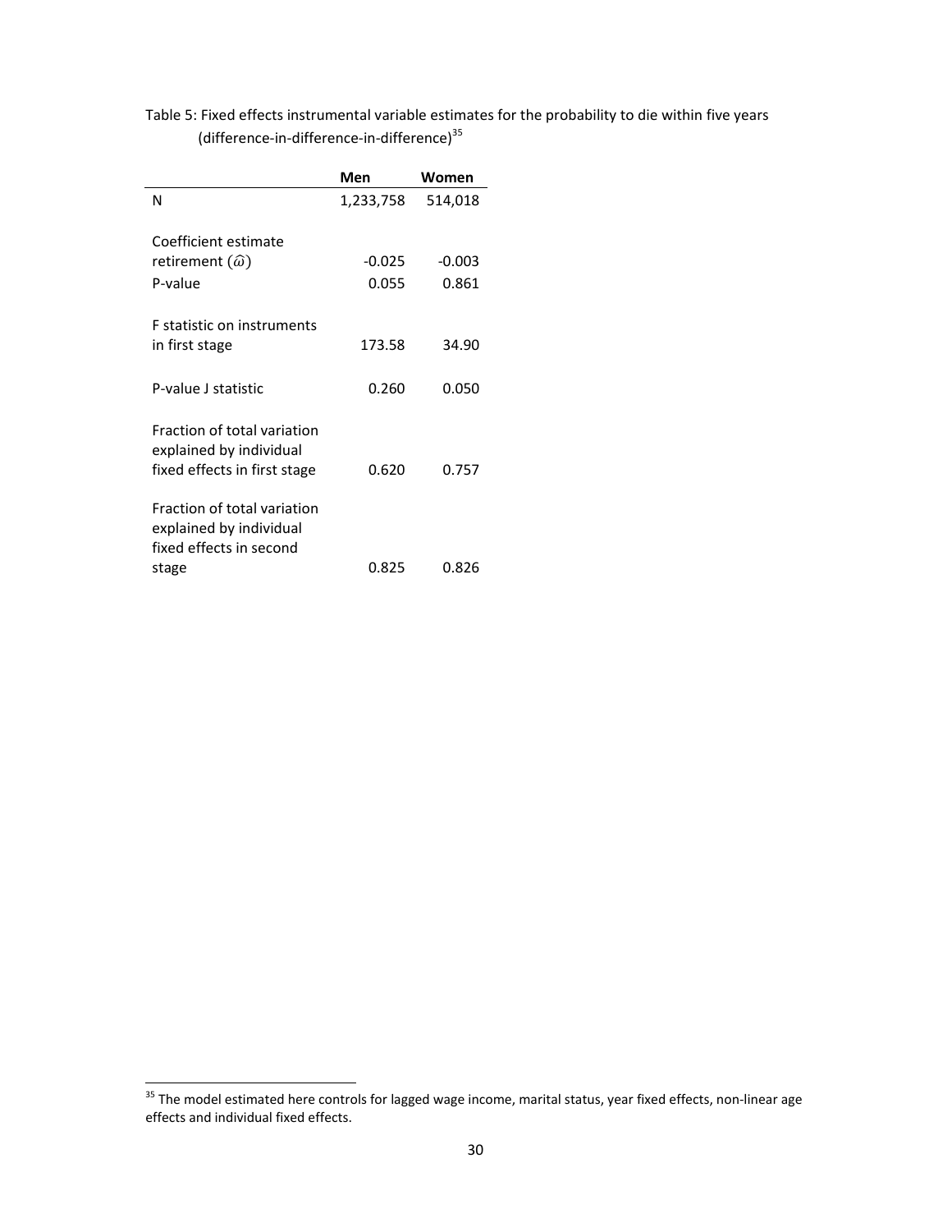Table 5: Fixed effects instrumental variable estimates for the probability to die within five years (difference-in-difference-in-difference)[35]

| | Men | Women |
|---|---|---|
| N | 1,233,758 | 514,018 |
| Coefficient estimate retirement ($\hat{\omega}$) | -0.025 | -0.003 |
| P-value | 0.055 | 0.861 |
| F statistic on instruments in first stage | 173.58 | 34.90 |
| P-value J statistic | 0.260 | 0.050 |
| Fraction of total variation explained by individual fixed effects in first stage | 0.620 | 0.757 |
| Fraction of total variation explained by individual fixed effects in second stage | 0.825 | 0.826 |

[35] The model estimated here controls for lagged wage income, marital status, year fixed effects, non-linear age effects and individual fixed effects.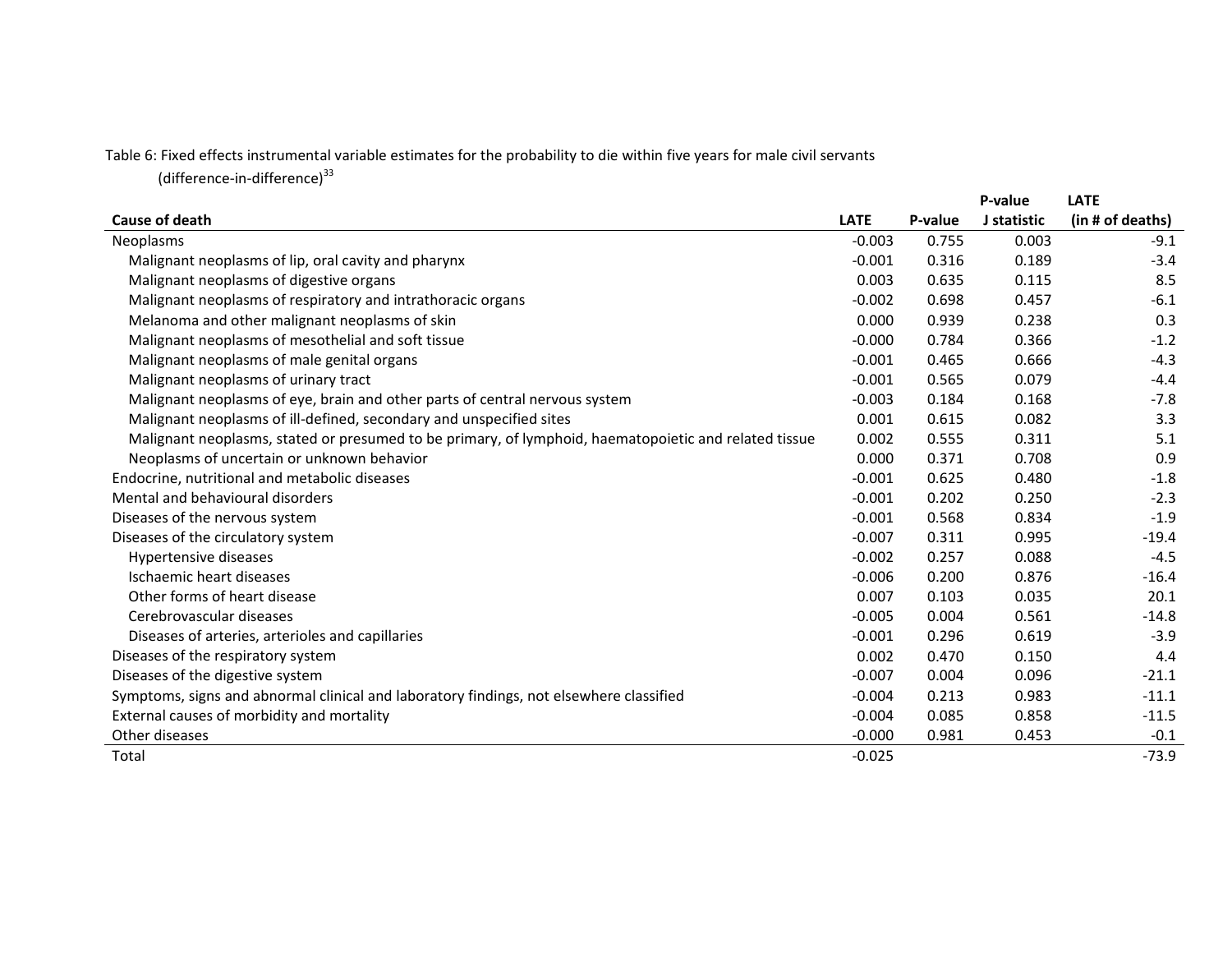Table 6: Fixed effects instrumental variable estimates for the probability to die within five years for male civil servants (difference-in-difference)[33]

| Cause of death | LATE | P-value | P-value J statistic | LATE (in # of deaths) |
|---|---|---|---|---|
| Neoplasms | -0.003 | 0.755 | 0.003 | -9.1 |
| Malignant neoplasms of lip, oral cavity and pharynx | -0.001 | 0.316 | 0.189 | -3.4 |
| Malignant neoplasms of digestive organs | 0.003 | 0.635 | 0.115 | 8.5 |
| Malignant neoplasms of respiratory and intrathoracic organs | -0.002 | 0.698 | 0.457 | -6.1 |
| Melanoma and other malignant neoplasms of skin | 0.000 | 0.939 | 0.238 | 0.3 |
| Malignant neoplasms of mesothelial and soft tissue | -0.000 | 0.784 | 0.366 | -1.2 |
| Malignant neoplasms of male genital organs | -0.001 | 0.465 | 0.666 | -4.3 |
| Malignant neoplasms of urinary tract | -0.001 | 0.565 | 0.079 | -4.4 |
| Malignant neoplasms of eye, brain and other parts of central nervous system | -0.003 | 0.184 | 0.168 | -7.8 |
| Malignant neoplasms of ill-defined, secondary and unspecified sites | 0.001 | 0.615 | 0.082 | 3.3 |
| Malignant neoplasms, stated or presumed to be primary, of lymphoid, haematopoietic and related tissue | 0.002 | 0.555 | 0.311 | 5.1 |
| Neoplasms of uncertain or unknown behavior | 0.000 | 0.371 | 0.708 | 0.9 |
| Endocrine, nutritional and metabolic diseases | -0.001 | 0.625 | 0.480 | -1.8 |
| Mental and behavioural disorders | -0.001 | 0.202 | 0.250 | -2.3 |
| Diseases of the nervous system | -0.001 | 0.568 | 0.834 | -1.9 |
| Diseases of the circulatory system | -0.007 | 0.311 | 0.995 | -19.4 |
| Hypertensive diseases | -0.002 | 0.257 | 0.088 | -4.5 |
| Ischaemic heart diseases | -0.006 | 0.200 | 0.876 | -16.4 |
| Other forms of heart disease | 0.007 | 0.103 | 0.035 | 20.1 |
| Cerebrovascular diseases | -0.005 | 0.004 | 0.561 | -14.8 |
| Diseases of arteries, arterioles and capillaries | -0.001 | 0.296 | 0.619 | -3.9 |
| Diseases of the respiratory system | 0.002 | 0.470 | 0.150 | 4.4 |
| Diseases of the digestive system | -0.007 | 0.004 | 0.096 | -21.1 |
| Symptoms, signs and abnormal clinical and laboratory findings, not elsewhere classified | -0.004 | 0.213 | 0.983 | -11.1 |
| External causes of morbidity and mortality | -0.004 | 0.085 | 0.858 | -11.5 |
| Other diseases | -0.000 | 0.981 | 0.453 | -0.1 |
| Total | -0.025 | | | -73.9 |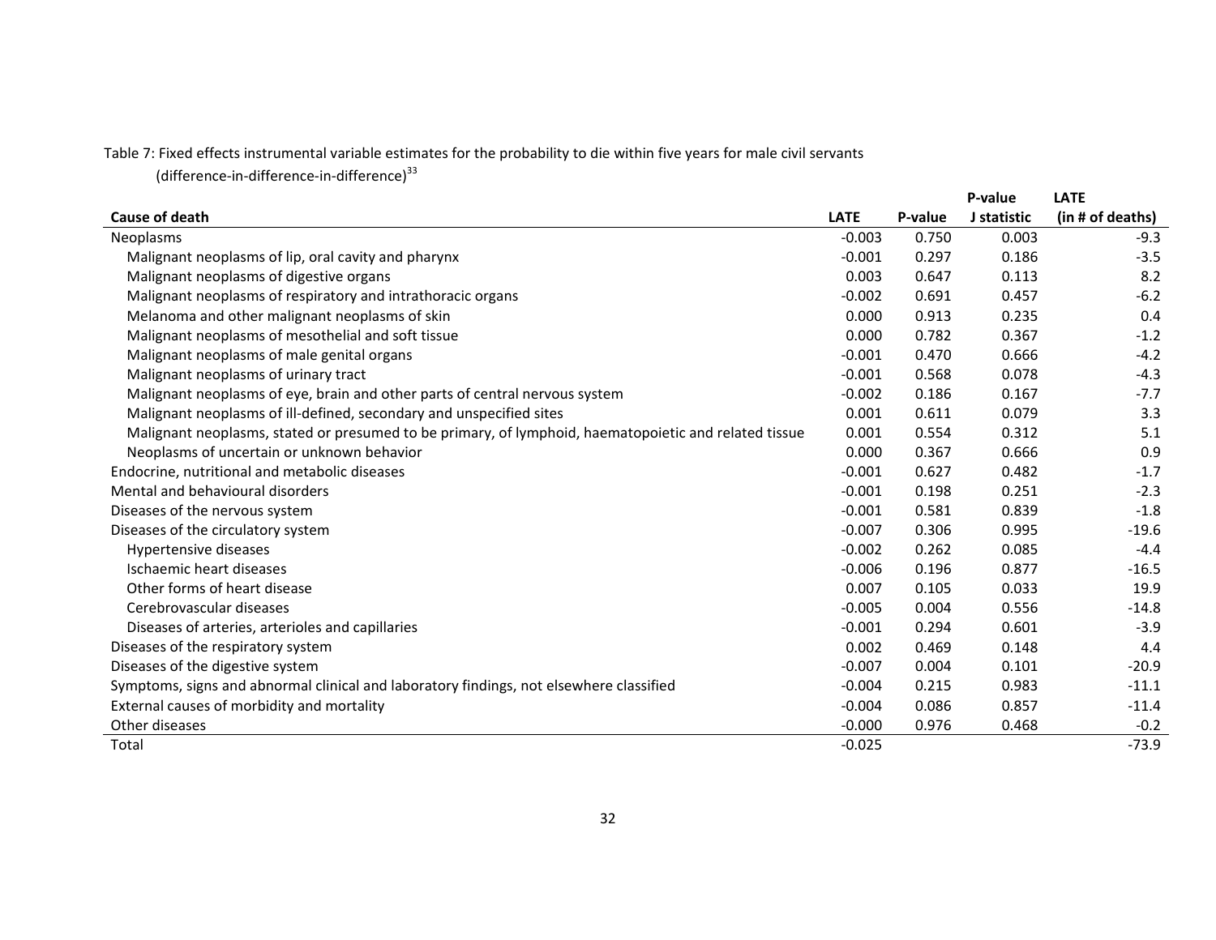Table 7: Fixed effects instrumental variable estimates for the probability to die within five years for male civil servants (difference-in-difference-in-difference)[33]

| Cause of death | LATE | P-value | P-value J statistic | LATE (in # of deaths) |
|---|---|---|---|---|
| Neoplasms | -0.003 | 0.750 | 0.003 | -9.3 |
| Malignant neoplasms of lip, oral cavity and pharynx | -0.001 | 0.297 | 0.186 | -3.5 |
| Malignant neoplasms of digestive organs | 0.003 | 0.647 | 0.113 | 8.2 |
| Malignant neoplasms of respiratory and intrathoracic organs | -0.002 | 0.691 | 0.457 | -6.2 |
| Melanoma and other malignant neoplasms of skin | 0.000 | 0.913 | 0.235 | 0.4 |
| Malignant neoplasms of mesothelial and soft tissue | 0.000 | 0.782 | 0.367 | -1.2 |
| Malignant neoplasms of male genital organs | -0.001 | 0.470 | 0.666 | -4.2 |
| Malignant neoplasms of urinary tract | -0.001 | 0.568 | 0.078 | -4.3 |
| Malignant neoplasms of eye, brain and other parts of central nervous system | -0.002 | 0.186 | 0.167 | -7.7 |
| Malignant neoplasms of ill-defined, secondary and unspecified sites | 0.001 | 0.611 | 0.079 | 3.3 |
| Malignant neoplasms, stated or presumed to be primary, of lymphoid, haematopoietic and related tissue | 0.001 | 0.554 | 0.312 | 5.1 |
| Neoplasms of uncertain or unknown behavior | 0.000 | 0.367 | 0.666 | 0.9 |
| Endocrine, nutritional and metabolic diseases | -0.001 | 0.627 | 0.482 | -1.7 |
| Mental and behavioural disorders | -0.001 | 0.198 | 0.251 | -2.3 |
| Diseases of the nervous system | -0.001 | 0.581 | 0.839 | -1.8 |
| Diseases of the circulatory system | -0.007 | 0.306 | 0.995 | -19.6 |
| Hypertensive diseases | -0.002 | 0.262 | 0.085 | -4.4 |
| Ischaemic heart diseases | -0.006 | 0.196 | 0.877 | -16.5 |
| Other forms of heart disease | 0.007 | 0.105 | 0.033 | 19.9 |
| Cerebrovascular diseases | -0.005 | 0.004 | 0.556 | -14.8 |
| Diseases of arteries, arterioles and capillaries | -0.001 | 0.294 | 0.601 | -3.9 |
| Diseases of the respiratory system | 0.002 | 0.469 | 0.148 | 4.4 |
| Diseases of the digestive system | -0.007 | 0.004 | 0.101 | -20.9 |
| Symptoms, signs and abnormal clinical and laboratory findings, not elsewhere classified | -0.004 | 0.215 | 0.983 | -11.1 |
| External causes of morbidity and mortality | -0.004 | 0.086 | 0.857 | -11.4 |
| Other diseases | -0.000 | 0.976 | 0.468 | -0.2 |
| Total | -0.025 | | | -73.9 |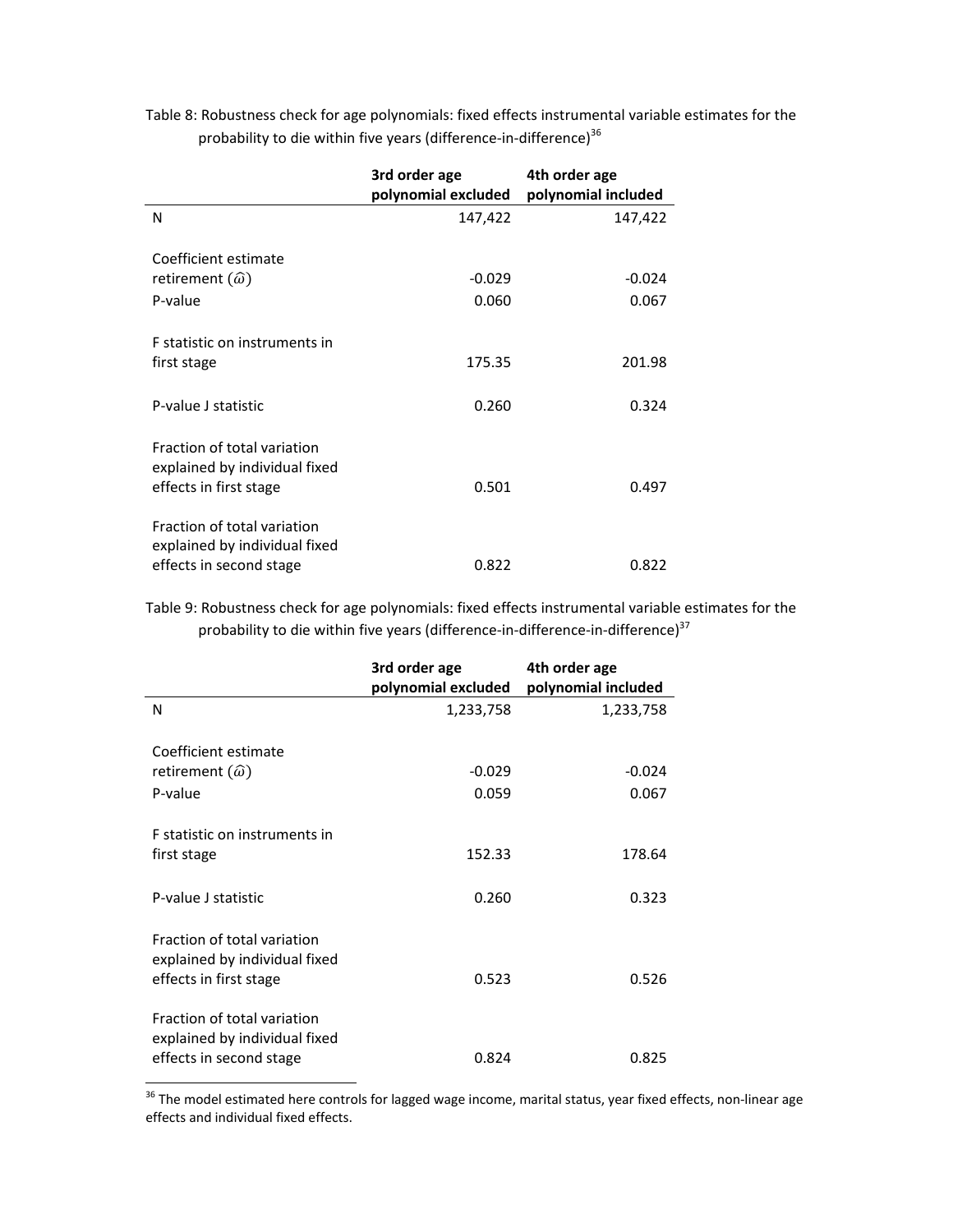Table 8: Robustness check for age polynomials: fixed effects instrumental variable estimates for the probability to die within five years (difference-in-difference)[36]

| | 3rd order age polynomial excluded | 4th order age polynomial included |
|---|---|---|
| N | 147,422 | 147,422 |
| Coefficient estimate retirement ($\hat{\omega}$) | -0.029 | -0.024 |
| P-value | 0.060 | 0.067 |
| F statistic on instruments in first stage | 175.35 | 201.98 |
| P-value J statistic | 0.260 | 0.324 |
| Fraction of total variation explained by individual fixed effects in first stage | 0.501 | 0.497 |
| Fraction of total variation explained by individual fixed effects in second stage | 0.822 | 0.822 |

Table 9: Robustness check for age polynomials: fixed effects instrumental variable estimates for the probability to die within five years (difference-in-difference-in-difference)[37]

| | 3rd order age polynomial excluded | 4th order age polynomial included |
|---|---|---|
| N | 1,233,758 | 1,233,758 |
| Coefficient estimate retirement ($\hat{\omega}$) | -0.029 | -0.024 |
| P-value | 0.059 | 0.067 |
| F statistic on instruments in first stage | 152.33 | 178.64 |
| P-value J statistic | 0.260 | 0.323 |
| Fraction of total variation explained by individual fixed effects in first stage | 0.523 | 0.526 |
| Fraction of total variation explained by individual fixed effects in second stage | 0.824 | 0.825 |

[36] The model estimated here controls for lagged wage income, marital status, year fixed effects, non-linear age effects and individual fixed effects.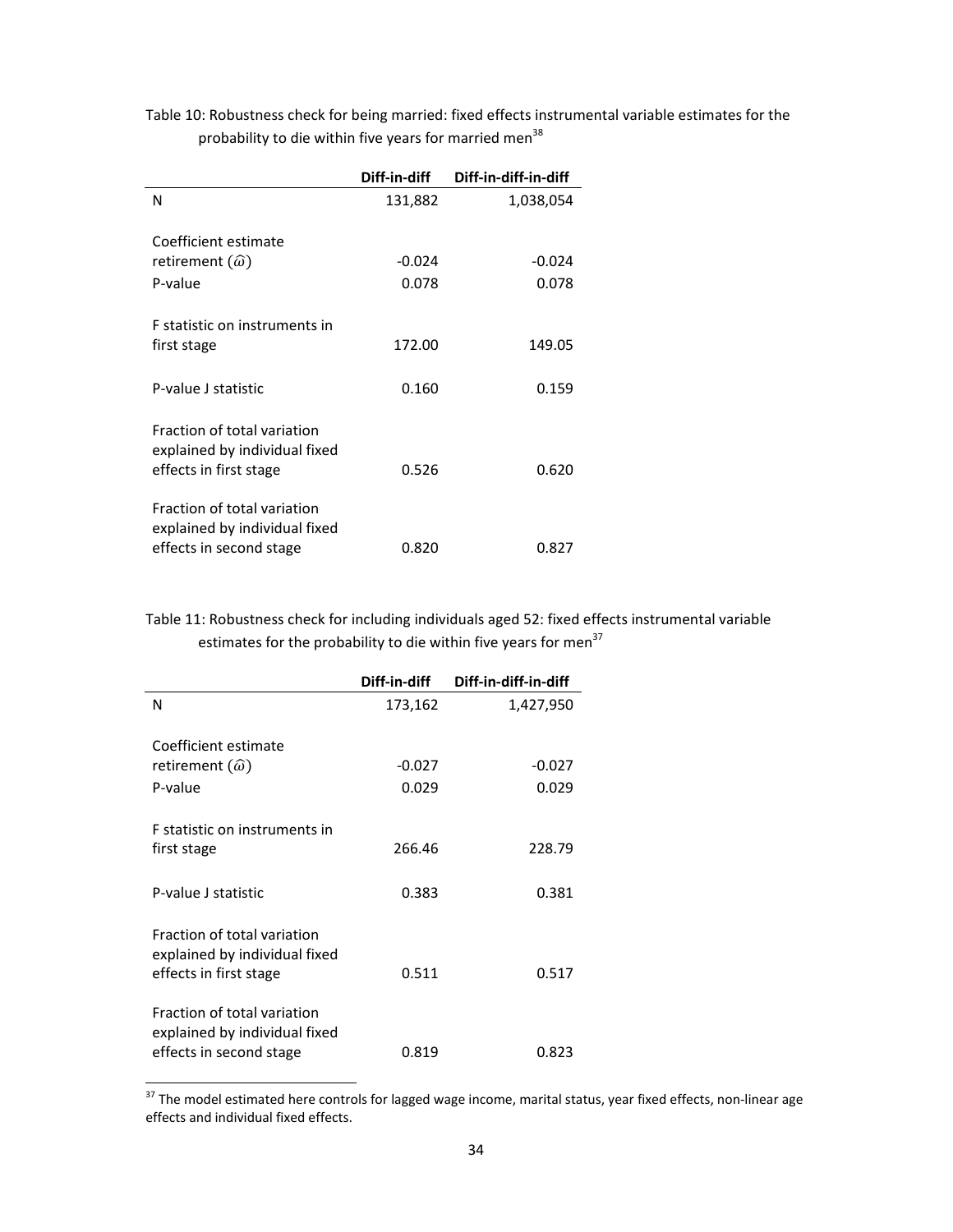Table 10: Robustness check for being married: fixed effects instrumental variable estimates for the probability to die within five years for married men[38]

| | Diff-in-diff | Diff-in-diff-in-diff |
|---|---|---|
| N | 131,882 | 1,038,054 |
| Coefficient estimate retirement ($\hat{\omega}$) | -0.024 | -0.024 |
| P-value | 0.078 | 0.078 |
| F statistic on instruments in first stage | 172.00 | 149.05 |
| P-value J statistic | 0.160 | 0.159 |
| Fraction of total variation explained by individual fixed effects in first stage | 0.526 | 0.620 |
| Fraction of total variation explained by individual fixed effects in second stage | 0.820 | 0.827 |

Table 11: Robustness check for including individuals aged 52: fixed effects instrumental variable estimates for the probability to die within five years for men[37]

| | Diff-in-diff | Diff-in-diff-in-diff |
|---|---|---|
| N | 173,162 | 1,427,950 |
| Coefficient estimate retirement ($\hat{\omega}$) | -0.027 | -0.027 |
| P-value | 0.029 | 0.029 |
| F statistic on instruments in first stage | 266.46 | 228.79 |
| P-value J statistic | 0.383 | 0.381 |
| Fraction of total variation explained by individual fixed effects in first stage | 0.511 | 0.517 |
| Fraction of total variation explained by individual fixed effects in second stage | 0.819 | 0.823 |

[37] The model estimated here controls for lagged wage income, marital status, year fixed effects, non-linear age effects and individual fixed effects.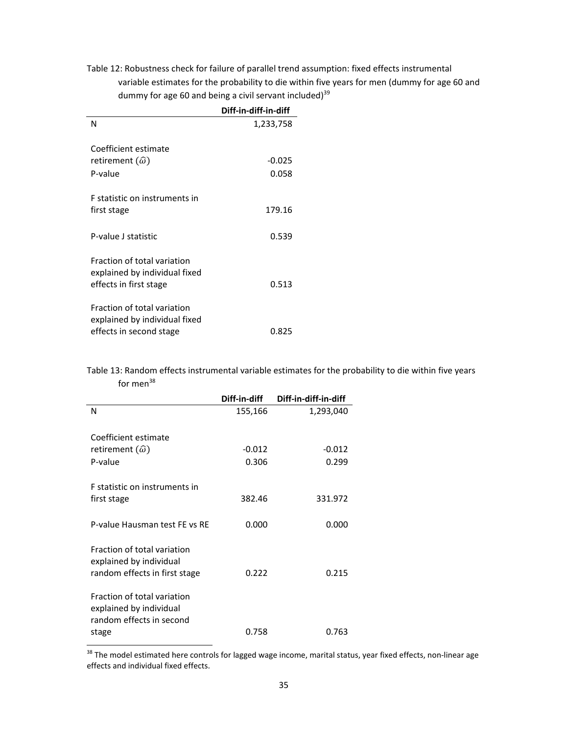Table 12: Robustness check for failure of parallel trend assumption: fixed effects instrumental variable estimates for the probability to die within five years for men (dummy for age 60 and dummy for age 60 and being a civil servant included)[39]

| | Diff-in-diff-in-diff |
|---|---|
| N | 1,233,758 |
| Coefficient estimate retirement ($\hat{\omega}$) | -0.025 |
| P-value | 0.058 |
| F statistic on instruments in first stage | 179.16 |
| P-value J statistic | 0.539 |
| Fraction of total variation explained by individual fixed effects in first stage | 0.513 |
| Fraction of total variation explained by individual fixed effects in second stage | 0.825 |

Table 13: Random effects instrumental variable estimates for the probability to die within five years for men[38]

| | Diff-in-diff | Diff-in-diff-in-diff |
|---|---|---|
| N | 155,166 | 1,293,040 |
| Coefficient estimate retirement ($\hat{\omega}$) | -0.012 | -0.012 |
| P-value | 0.306 | 0.299 |
| F statistic on instruments in first stage | 382.46 | 331.972 |
| P-value Hausman test FE vs RE | 0.000 | 0.000 |
| Fraction of total variation explained by individual random effects in first stage | 0.222 | 0.215 |
| Fraction of total variation explained by individual random effects in second stage | 0.758 | 0.763 |

[38] The model estimated here controls for lagged wage income, marital status, year fixed effects, non-linear age effects and individual fixed effects.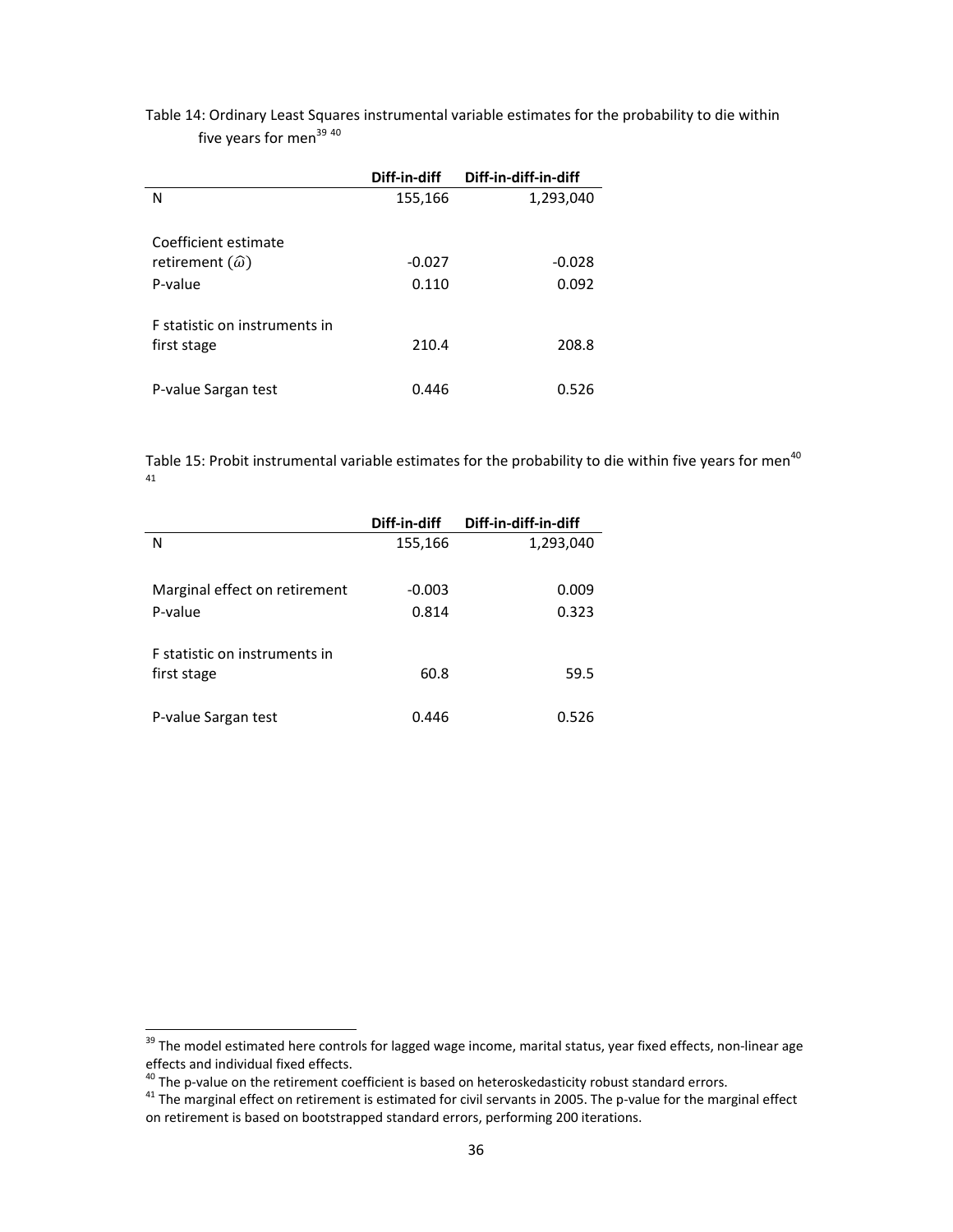Table 14: Ordinary Least Squares instrumental variable estimates for the probability to die within five years for men[39 40]

| | Diff-in-diff | Diff-in-diff-in-diff |
|---|---|---|
| N | 155,166 | 1,293,040 |
| Coefficient estimate retirement ($\hat{\omega}$) | -0.027 | -0.028 |
| P-value | 0.110 | 0.092 |
| F statistic on instruments in first stage | 210.4 | 208.8 |
| P-value Sargan test | 0.446 | 0.526 |

Table 15: Probit instrumental variable estimates for the probability to die within five years for men[40 41]

| | Diff-in-diff | Diff-in-diff-in-diff |
|---|---|---|
| N | 155,166 | 1,293,040 |
| Marginal effect on retirement | -0.003 | 0.009 |
| P-value | 0.814 | 0.323 |
| F statistic on instruments in first stage | 60.8 | 59.5 |
| P-value Sargan test | 0.446 | 0.526 |

[39] The model estimated here controls for lagged wage income, marital status, year fixed effects, non-linear age effects and individual fixed effects.

[40] The p-value on the retirement coefficient is based on heteroskedasticity robust standard errors.

[41] The marginal effect on retirement is estimated for civil servants in 2005. The p-value for the marginal effect on retirement is based on bootstrapped standard errors, performing 200 iterations.